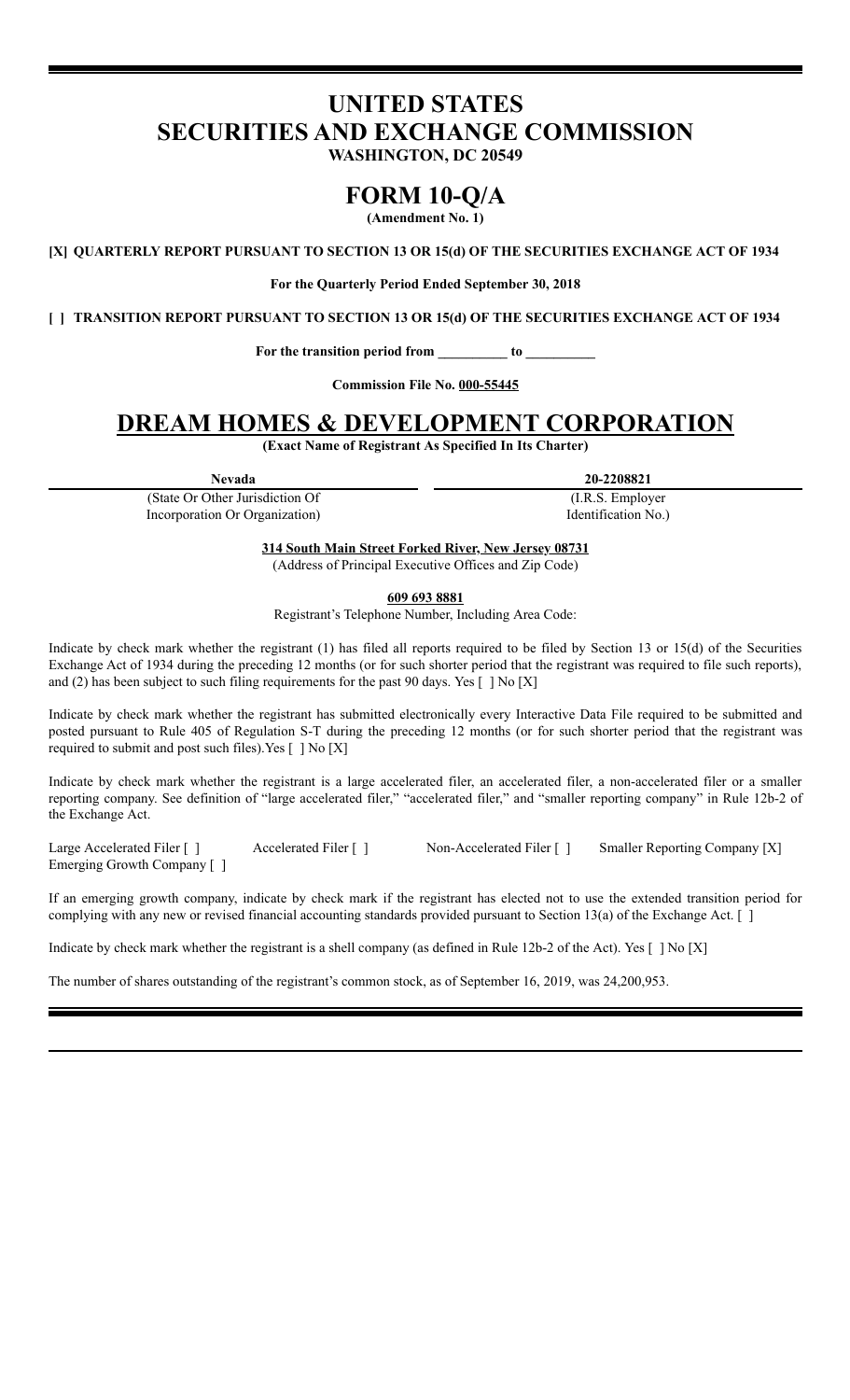# UNITED STATES SECURITIES AND EXCHANGE COMMISSION

**WASHINGTON, DC 20549**

# FORM 10-Q/A

**(Amendment No. 1)**

**[X] QUARTERLY REPORT PURSUANT TO SECTION 13 OR 15(d) OF THE SECURITIES EXCHANGE ACT OF 1934**

**For the Quarterly Period Ended September 30, 2018**

**[ ] TRANSITION REPORT PURSUANT TO SECTION 13 OR 15(d) OF THE SECURITIES EXCHANGE ACT OF 1934**

**For the transition period from __________ to __________**

**Commission File No. 000-55445**

# DREAM HOMES & DEVELOPMENT CORPORATION

**(Exact Name of Registrant As Specified In Its Charter)**

| **Nevada** | **20-2208821** |
|---|---|
| (State Or Other Jurisdiction Of Incorporation Or Organization) | (I.R.S. Employer Identification No.) |

**314 South Main Street Forked River, New Jersey 08731**

(Address of Principal Executive Offices and Zip Code)

**609 693 8881**

Registrant's Telephone Number, Including Area Code:

Indicate by check mark whether the registrant (1) has filed all reports required to be filed by Section 13 or 15(d) of the Securities Exchange Act of 1934 during the preceding 12 months (or for such shorter period that the registrant was required to file such reports), and (2) has been subject to such filing requirements for the past 90 days. Yes [ ] No [X]

Indicate by check mark whether the registrant has submitted electronically every Interactive Data File required to be submitted and posted pursuant to Rule 405 of Regulation S-T during the preceding 12 months (or for such shorter period that the registrant was required to submit and post such files).Yes [ ] No [X]

Indicate by check mark whether the registrant is a large accelerated filer, an accelerated filer, a non-accelerated filer or a smaller reporting company. See definition of "large accelerated filer," "accelerated filer," and "smaller reporting company" in Rule 12b-2 of the Exchange Act.

Large Accelerated Filer [ ] Accelerated Filer [ ] Non-Accelerated Filer [ ] Smaller Reporting Company [X]
Emerging Growth Company [ ]

If an emerging growth company, indicate by check mark if the registrant has elected not to use the extended transition period for complying with any new or revised financial accounting standards provided pursuant to Section 13(a) of the Exchange Act. [ ]

Indicate by check mark whether the registrant is a shell company (as defined in Rule 12b-2 of the Act). Yes [ ] No [X]

The number of shares outstanding of the registrant's common stock, as of September 16, 2019, was 24,200,953.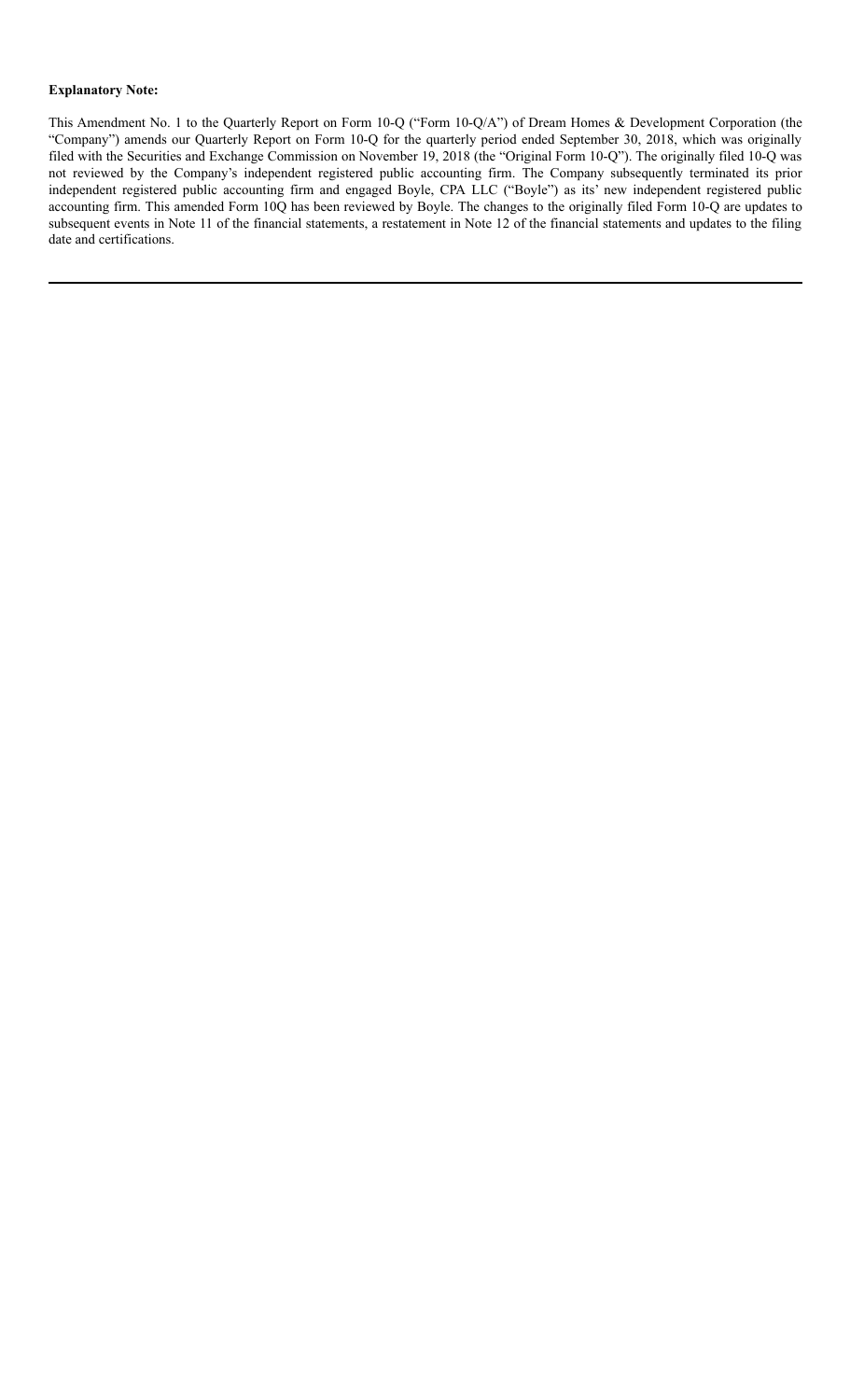**Explanatory Note:**

This Amendment No. 1 to the Quarterly Report on Form 10-Q ("Form 10-Q/A") of Dream Homes & Development Corporation (the "Company") amends our Quarterly Report on Form 10-Q for the quarterly period ended September 30, 2018, which was originally filed with the Securities and Exchange Commission on November 19, 2018 (the "Original Form 10-Q"). The originally filed 10-Q was not reviewed by the Company's independent registered public accounting firm. The Company subsequently terminated its prior independent registered public accounting firm and engaged Boyle, CPA LLC ("Boyle") as its' new independent registered public accounting firm. This amended Form 10Q has been reviewed by Boyle. The changes to the originally filed Form 10-Q are updates to subsequent events in Note 11 of the financial statements, a restatement in Note 12 of the financial statements and updates to the filing date and certifications.

---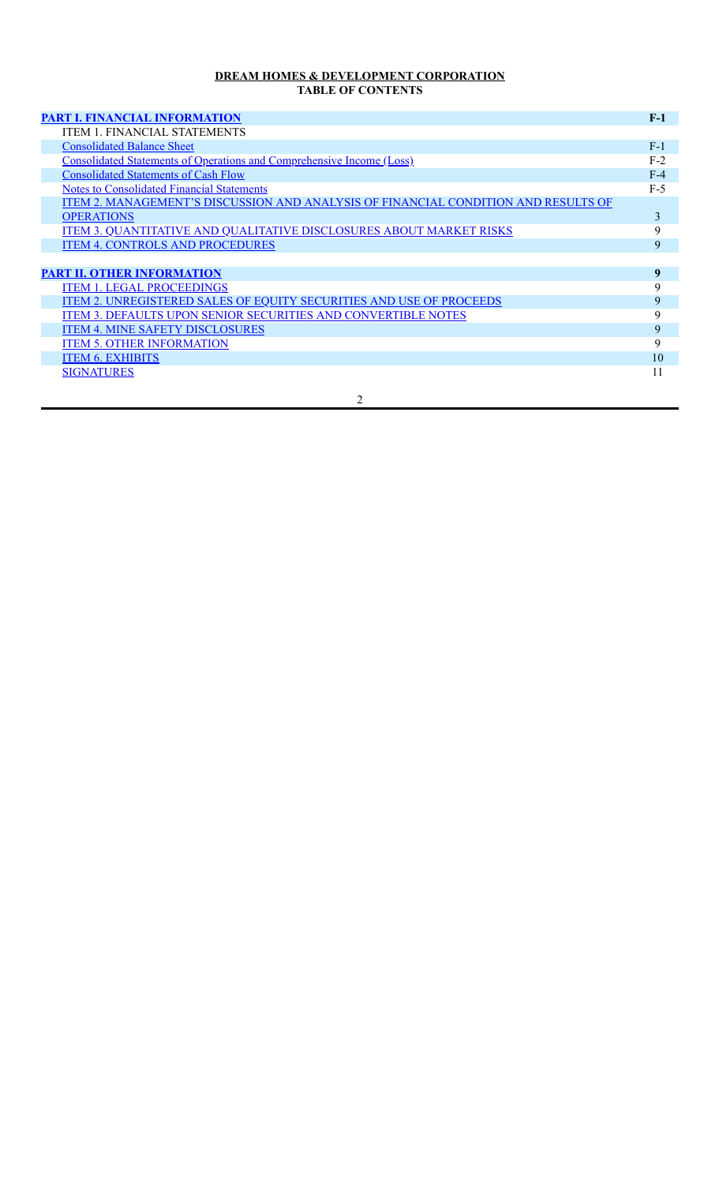**DREAM HOMES & DEVELOPMENT CORPORATION**
**TABLE OF CONTENTS**

| | |
|---|---|
| **PART I. FINANCIAL INFORMATION** | **F-1** |
| ITEM 1. FINANCIAL STATEMENTS | |
| Consolidated Balance Sheet | F-1 |
| Consolidated Statements of Operations and Comprehensive Income (Loss) | F-2 |
| Consolidated Statements of Cash Flow | F-4 |
| Notes to Consolidated Financial Statements | F-5 |
| ITEM 2. MANAGEMENT'S DISCUSSION AND ANALYSIS OF FINANCIAL CONDITION AND RESULTS OF OPERATIONS | 3 |
| ITEM 3. QUANTITATIVE AND QUALITATIVE DISCLOSURES ABOUT MARKET RISKS | 9 |
| ITEM 4. CONTROLS AND PROCEDURES | 9 |
| | |
| **PART II. OTHER INFORMATION** | **9** |
| ITEM 1. LEGAL PROCEEDINGS | 9 |
| ITEM 2. UNREGISTERED SALES OF EQUITY SECURITIES AND USE OF PROCEEDS | 9 |
| ITEM 3. DEFAULTS UPON SENIOR SECURITIES AND CONVERTIBLE NOTES | 9 |
| ITEM 4. MINE SAFETY DISCLOSURES | 9 |
| ITEM 5. OTHER INFORMATION | 9 |
| ITEM 6. EXHIBITS | 10 |
| SIGNATURES | 11 |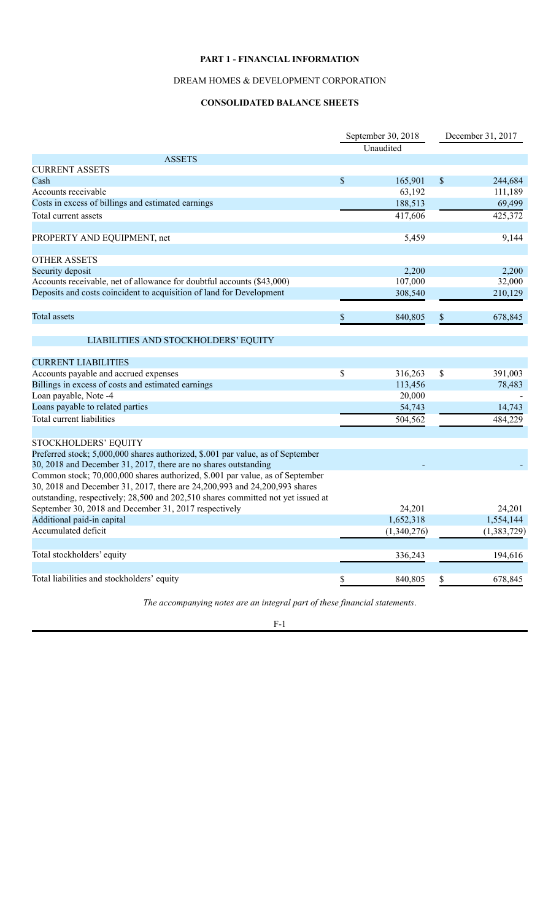# PART 1 - FINANCIAL INFORMATION

DREAM HOMES & DEVELOPMENT CORPORATION

**CONSOLIDATED BALANCE SHEETS**

| | September 30, 2018 | December 31, 2017 |
|---|---|---|
| | Unaudited | |
| **ASSETS** | | |
| CURRENT ASSETS | | |
| Cash | $ 165,901 | $ 244,684 |
| Accounts receivable | 63,192 | 111,189 |
| Costs in excess of billings and estimated earnings | 188,513 | 69,499 |
| Total current assets | 417,606 | 425,372 |
| | | |
| PROPERTY AND EQUIPMENT, net | 5,459 | 9,144 |
| | | |
| OTHER ASSETS | | |
| Security deposit | 2,200 | 2,200 |
| Accounts receivable, net of allowance for doubtful accounts ($43,000) | 107,000 | 32,000 |
| Deposits and costs coincident to acquisition of land for Development | 308,540 | 210,129 |
| | | |
| Total assets | $ 840,805 | $ 678,845 |
| | | |
| **LIABILITIES AND STOCKHOLDERS' EQUITY** | | |
| | | |
| CURRENT LIABILITIES | | |
| Accounts payable and accrued expenses | $ 316,263 | $ 391,003 |
| Billings in excess of costs and estimated earnings | 113,456 | 78,483 |
| Loan payable, Note -4 | 20,000 | - |
| Loans payable to related parties | 54,743 | 14,743 |
| Total current liabilities | 504,562 | 484,229 |
| | | |
| STOCKHOLDERS' EQUITY | | |
| Preferred stock; 5,000,000 shares authorized, \$.001 par value, as of September 30, 2018 and December 31, 2017, there are no shares outstanding | - | - |
| Common stock; 70,000,000 shares authorized, \$.001 par value, as of September 30, 2018 and December 31, 2017, there are 24,200,993 and 24,200,993 shares outstanding, respectively; 28,500 and 202,510 shares committed not yet issued at September 30, 2018 and December 31, 2017 respectively | 24,201 | 24,201 |
| Additional paid-in capital | 1,652,318 | 1,554,144 |
| Accumulated deficit | (1,340,276) | (1,383,729) |
| | | |
| Total stockholders' equity | 336,243 | 194,616 |
| | | |
| Total liabilities and stockholders' equity | $ 840,805 | $ 678,845 |

*The accompanying notes are an integral part of these financial statements.*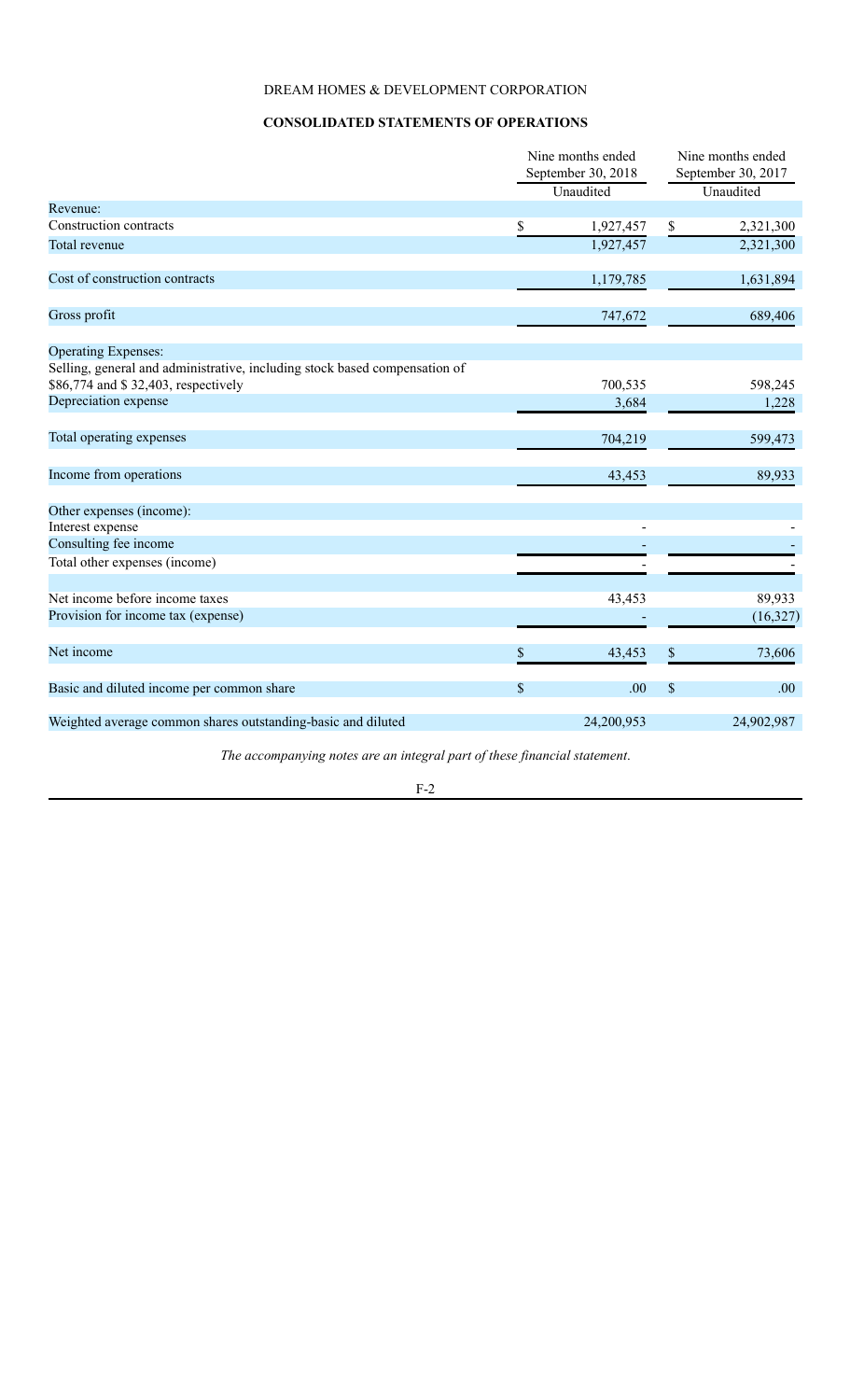DREAM HOMES & DEVELOPMENT CORPORATION

**CONSOLIDATED STATEMENTS OF OPERATIONS**

| | Nine months ended September 30, 2018 Unaudited | Nine months ended September 30, 2017 Unaudited |
|---|---|---|
| Revenue: | | |
| Construction contracts | $ 1,927,457 | $ 2,321,300 |
| Total revenue | 1,927,457 | 2,321,300 |
| | | |
| Cost of construction contracts | 1,179,785 | 1,631,894 |
| | | |
| Gross profit | 747,672 | 689,406 |
| | | |
| Operating Expenses: | | |
| Selling, general and administrative, including stock based compensation of $86,774 and $ 32,403, respectively | 700,535 | 598,245 |
| Depreciation expense | 3,684 | 1,228 |
| | | |
| Total operating expenses | 704,219 | 599,473 |
| | | |
| Income from operations | 43,453 | 89,933 |
| | | |
| Other expenses (income): | | |
| Interest expense | - | - |
| Consulting fee income | - | - |
| Total other expenses (income) | - | - |
| | | |
| Net income before income taxes | 43,453 | 89,933 |
| Provision for income tax (expense) | - | (16,327) |
| | | |
| Net income | $ 43,453 | $ 73,606 |
| | | |
| Basic and diluted income per common share | $ .00 | $ .00 |
| | | |
| Weighted average common shares outstanding-basic and diluted | 24,200,953 | 24,902,987 |

*The accompanying notes are an integral part of these financial statement.*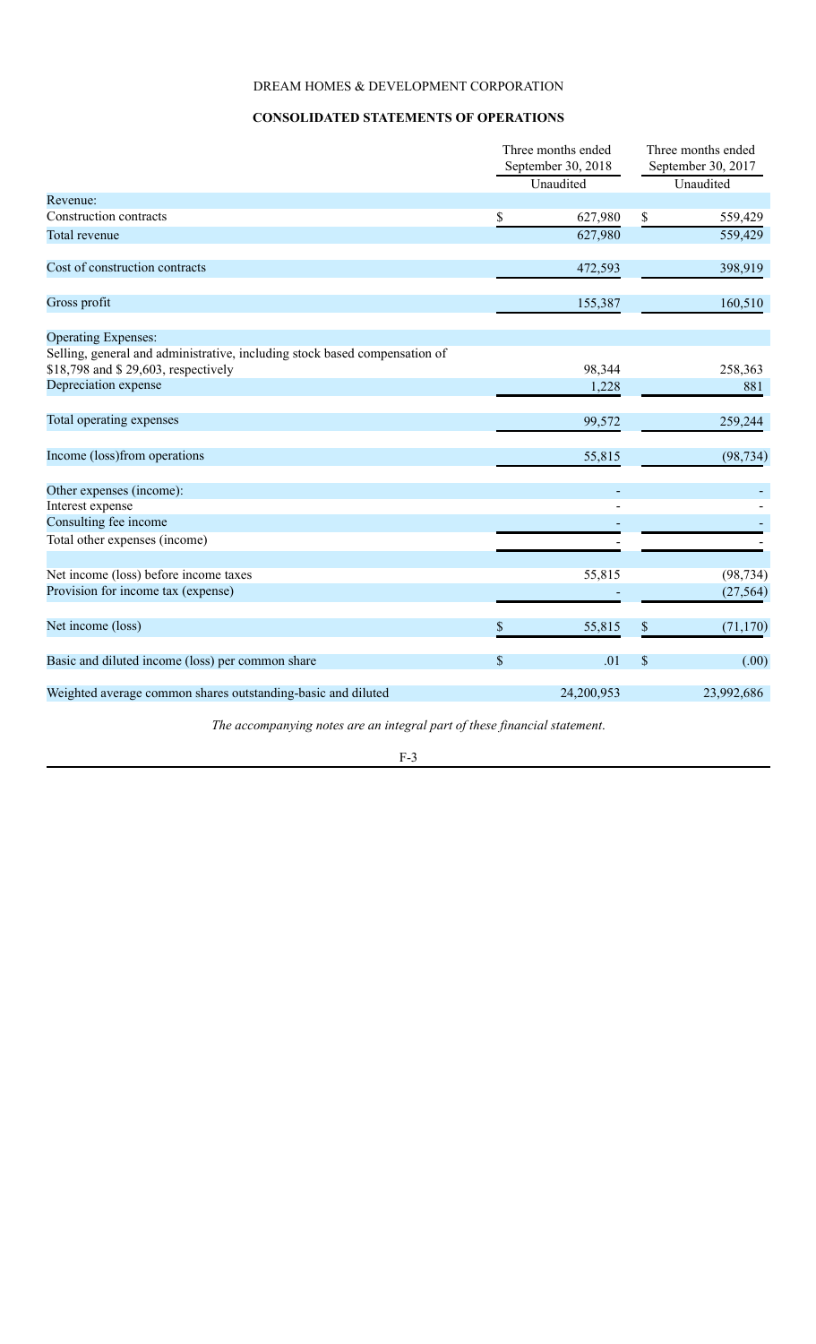DREAM HOMES & DEVELOPMENT CORPORATION

**CONSOLIDATED STATEMENTS OF OPERATIONS**

| | Three months ended September 30, 2018 | Three months ended September 30, 2017 |
|---|---|---|
| | Unaudited | Unaudited |
| Revenue: | | |
| Construction contracts | $ 627,980 | $ 559,429 |
| Total revenue | 627,980 | 559,429 |
| | | |
| Cost of construction contracts | 472,593 | 398,919 |
| | | |
| Gross profit | 155,387 | 160,510 |
| | | |
| Operating Expenses: | | |
| Selling, general and administrative, including stock based compensation of $18,798 and $ 29,603, respectively | 98,344 | 258,363 |
| Depreciation expense | 1,228 | 881 |
| | | |
| Total operating expenses | 99,572 | 259,244 |
| | | |
| Income (loss)from operations | 55,815 | (98,734) |
| | | |
| Other expenses (income): | - | - |
| Interest expense | - | - |
| Consulting fee income | - | - |
| Total other expenses (income) | - | - |
| | | |
| Net income (loss) before income taxes | 55,815 | (98,734) |
| Provision for income tax (expense) | - | (27,564) |
| | | |
| Net income (loss) | $ 55,815 | $ (71,170) |
| | | |
| Basic and diluted income (loss) per common share | $ .01 | $ (.00) |
| | | |
| Weighted average common shares outstanding-basic and diluted | 24,200,953 | 23,992,686 |

*The accompanying notes are an integral part of these financial statement.*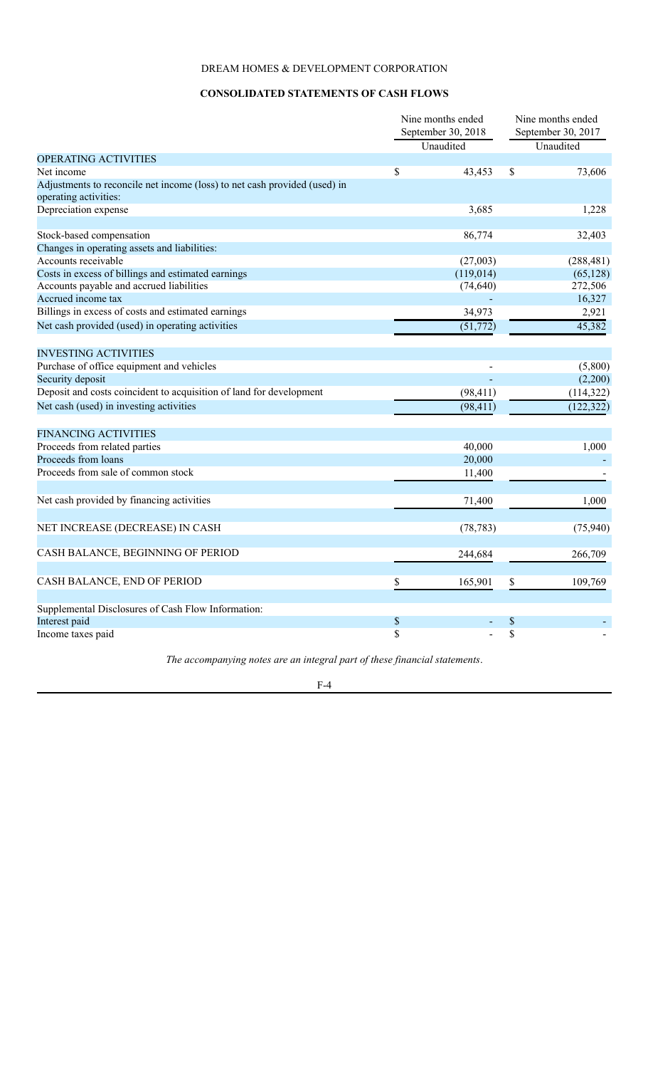DREAM HOMES & DEVELOPMENT CORPORATION

**CONSOLIDATED STATEMENTS OF CASH FLOWS**

| | Nine months ended September 30, 2018 | Nine months ended September 30, 2017 |
|---|---|---|
| | Unaudited | Unaudited |
| OPERATING ACTIVITIES | | |
| Net income | $ 43,453 | $ 73,606 |
| Adjustments to reconcile net income (loss) to net cash provided (used) in operating activities: | | |
| Depreciation expense | 3,685 | 1,228 |
| Stock-based compensation | 86,774 | 32,403 |
| Changes in operating assets and liabilities: | | |
| Accounts receivable | (27,003) | (288,481) |
| Costs in excess of billings and estimated earnings | (119,014) | (65,128) |
| Accounts payable and accrued liabilities | (74,640) | 272,506 |
| Accrued income tax | - | 16,327 |
| Billings in excess of costs and estimated earnings | 34,973 | 2,921 |
| Net cash provided (used) in operating activities | (51,772) | 45,382 |
| INVESTING ACTIVITIES | | |
| Purchase of office equipment and vehicles | - | (5,800) |
| Security deposit | - | (2,200) |
| Deposit and costs coincident to acquisition of land for development | (98,411) | (114,322) |
| Net cash (used) in investing activities | (98,411) | (122,322) |
| FINANCING ACTIVITIES | | |
| Proceeds from related parties | 40,000 | 1,000 |
| Proceeds from loans | 20,000 | - |
| Proceeds from sale of common stock | 11,400 | - |
| Net cash provided by financing activities | 71,400 | 1,000 |
| NET INCREASE (DECREASE) IN CASH | (78,783) | (75,940) |
| CASH BALANCE, BEGINNING OF PERIOD | 244,684 | 266,709 |
| CASH BALANCE, END OF PERIOD | $ 165,901 | $ 109,769 |
| Supplemental Disclosures of Cash Flow Information: | | |
| Interest paid | $ - | $ - |
| Income taxes paid | $ - | $ - |

*The accompanying notes are an integral part of these financial statements.*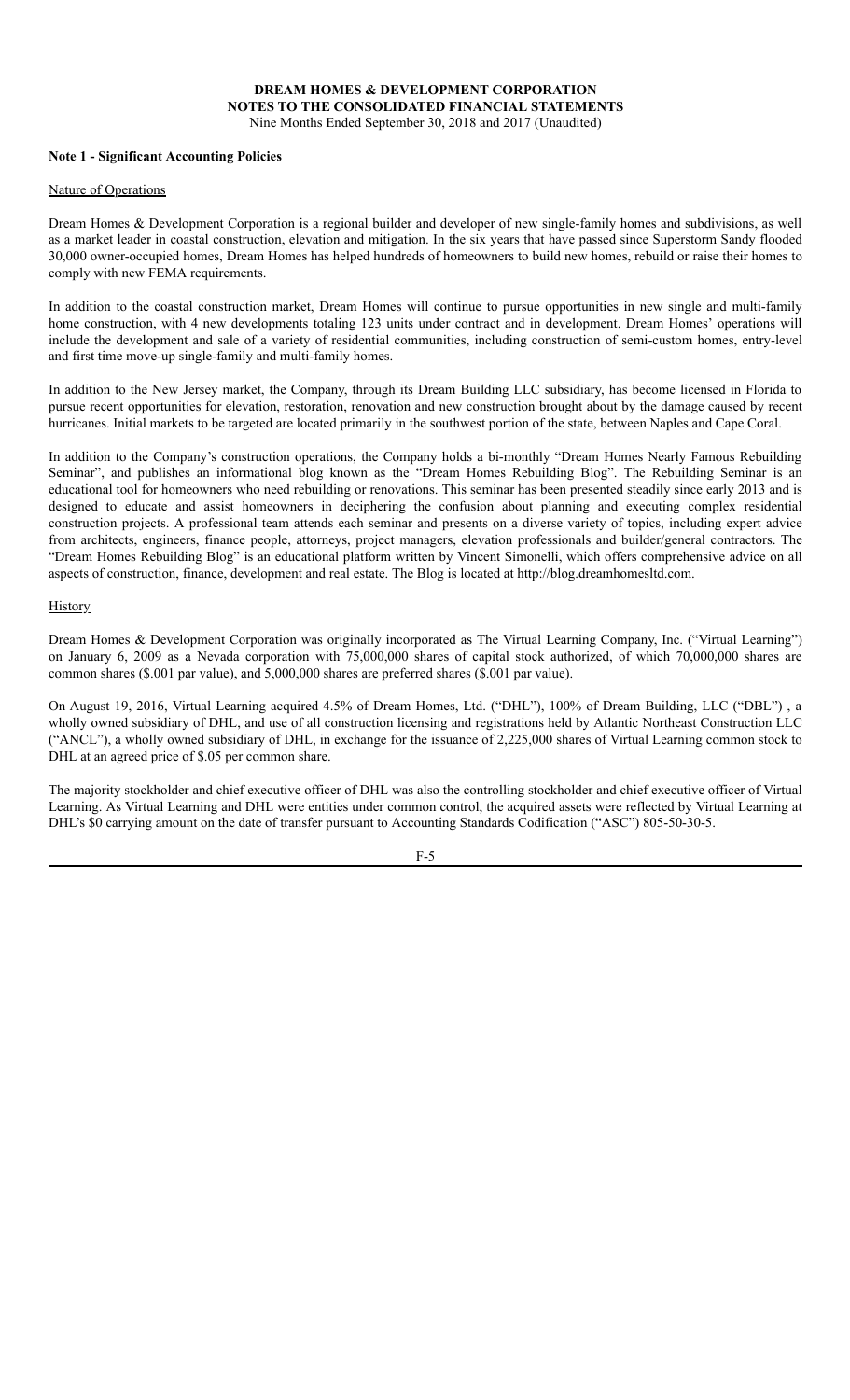# DREAM HOMES & DEVELOPMENT CORPORATION
## NOTES TO THE CONSOLIDATED FINANCIAL STATEMENTS
Nine Months Ended September 30, 2018 and 2017 (Unaudited)

**Note 1 - Significant Accounting Policies**

Nature of Operations

Dream Homes & Development Corporation is a regional builder and developer of new single-family homes and subdivisions, as well as a market leader in coastal construction, elevation and mitigation. In the six years that have passed since Superstorm Sandy flooded 30,000 owner-occupied homes, Dream Homes has helped hundreds of homeowners to build new homes, rebuild or raise their homes to comply with new FEMA requirements.

In addition to the coastal construction market, Dream Homes will continue to pursue opportunities in new single and multi-family home construction, with 4 new developments totaling 123 units under contract and in development. Dream Homes' operations will include the development and sale of a variety of residential communities, including construction of semi-custom homes, entry-level and first time move-up single-family and multi-family homes.

In addition to the New Jersey market, the Company, through its Dream Building LLC subsidiary, has become licensed in Florida to pursue recent opportunities for elevation, restoration, renovation and new construction brought about by the damage caused by recent hurricanes. Initial markets to be targeted are located primarily in the southwest portion of the state, between Naples and Cape Coral.

In addition to the Company's construction operations, the Company holds a bi-monthly "Dream Homes Nearly Famous Rebuilding Seminar", and publishes an informational blog known as the "Dream Homes Rebuilding Blog". The Rebuilding Seminar is an educational tool for homeowners who need rebuilding or renovations. This seminar has been presented steadily since early 2013 and is designed to educate and assist homeowners in deciphering the confusion about planning and executing complex residential construction projects. A professional team attends each seminar and presents on a diverse variety of topics, including expert advice from architects, engineers, finance people, attorneys, project managers, elevation professionals and builder/general contractors. The "Dream Homes Rebuilding Blog" is an educational platform written by Vincent Simonelli, which offers comprehensive advice on all aspects of construction, finance, development and real estate. The Blog is located at http://blog.dreamhomesltd.com.

History

Dream Homes & Development Corporation was originally incorporated as The Virtual Learning Company, Inc. ("Virtual Learning") on January 6, 2009 as a Nevada corporation with 75,000,000 shares of capital stock authorized, of which 70,000,000 shares are common shares ($.001 par value), and 5,000,000 shares are preferred shares ($.001 par value).

On August 19, 2016, Virtual Learning acquired 4.5% of Dream Homes, Ltd. ("DHL"), 100% of Dream Building, LLC ("DBL") , a wholly owned subsidiary of DHL, and use of all construction licensing and registrations held by Atlantic Northeast Construction LLC ("ANCL"), a wholly owned subsidiary of DHL, in exchange for the issuance of 2,225,000 shares of Virtual Learning common stock to DHL at an agreed price of $.05 per common share.

The majority stockholder and chief executive officer of DHL was also the controlling stockholder and chief executive officer of Virtual Learning. As Virtual Learning and DHL were entities under common control, the acquired assets were reflected by Virtual Learning at DHL's $0 carrying amount on the date of transfer pursuant to Accounting Standards Codification ("ASC") 805-50-30-5.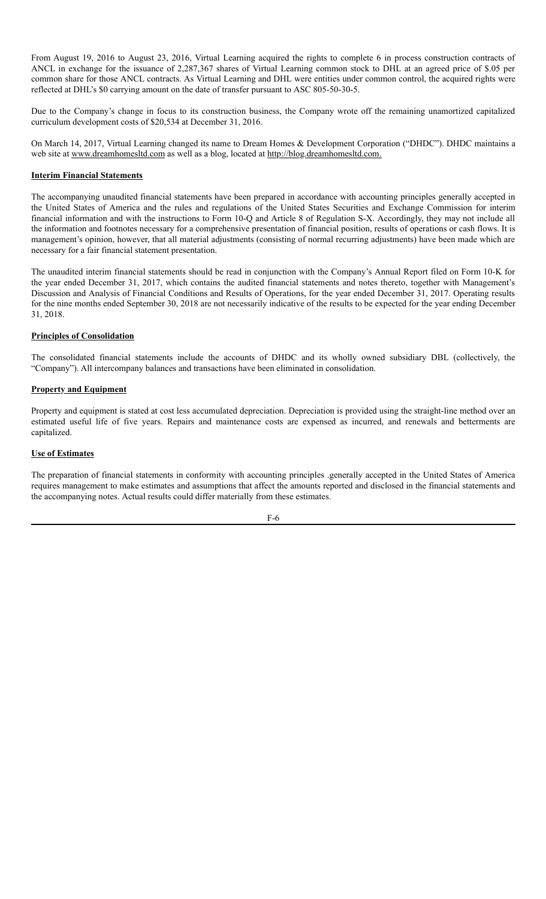From August 19, 2016 to August 23, 2016, Virtual Learning acquired the rights to complete 6 in process construction contracts of ANCL in exchange for the issuance of 2,287,367 shares of Virtual Learning common stock to DHL at an agreed price of $.05 per common share for those ANCL contracts. As Virtual Learning and DHL were entities under common control, the acquired rights were reflected at DHL's $0 carrying amount on the date of transfer pursuant to ASC 805-50-30-5.

Due to the Company's change in focus to its construction business, the Company wrote off the remaining unamortized capitalized curriculum development costs of $20,534 at December 31, 2016.

On March 14, 2017, Virtual Learning changed its name to Dream Homes & Development Corporation ("DHDC"). DHDC maintains a web site at www.dreamhomesltd.com as well as a blog, located at http://blog.dreamhomesltd.com.

**Interim Financial Statements**

The accompanying unaudited financial statements have been prepared in accordance with accounting principles generally accepted in the United States of America and the rules and regulations of the United States Securities and Exchange Commission for interim financial information and with the instructions to Form 10-Q and Article 8 of Regulation S-X. Accordingly, they may not include all the information and footnotes necessary for a comprehensive presentation of financial position, results of operations or cash flows. It is management's opinion, however, that all material adjustments (consisting of normal recurring adjustments) have been made which are necessary for a fair financial statement presentation.

The unaudited interim financial statements should be read in conjunction with the Company's Annual Report filed on Form 10-K for the year ended December 31, 2017, which contains the audited financial statements and notes thereto, together with Management's Discussion and Analysis of Financial Conditions and Results of Operations, for the year ended December 31, 2017. Operating results for the nine months ended September 30, 2018 are not necessarily indicative of the results to be expected for the year ending December 31, 2018.

**Principles of Consolidation**

The consolidated financial statements include the accounts of DHDC and its wholly owned subsidiary DBL (collectively, the "Company"). All intercompany balances and transactions have been eliminated in consolidation.

**Property and Equipment**

Property and equipment is stated at cost less accumulated depreciation. Depreciation is provided using the straight-line method over an estimated useful life of five years. Repairs and maintenance costs are expensed as incurred, and renewals and betterments are capitalized.

**Use of Estimates**

The preparation of financial statements in conformity with accounting principles .generally accepted in the United States of America requires management to make estimates and assumptions that affect the amounts reported and disclosed in the financial statements and the accompanying notes. Actual results could differ materially from these estimates.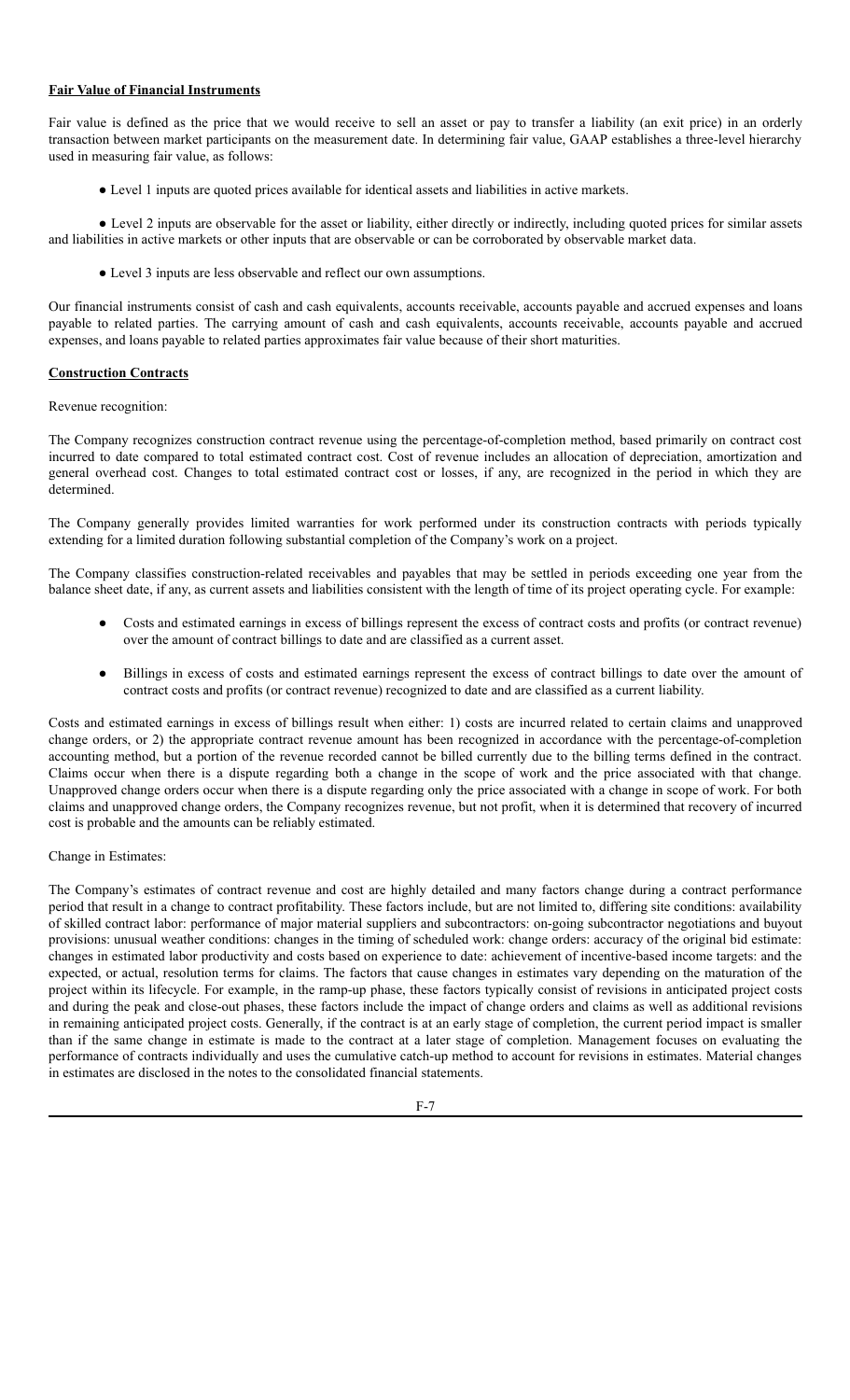**Fair Value of Financial Instruments**

Fair value is defined as the price that we would receive to sell an asset or pay to transfer a liability (an exit price) in an orderly transaction between market participants on the measurement date. In determining fair value, GAAP establishes a three-level hierarchy used in measuring fair value, as follows:

- Level 1 inputs are quoted prices available for identical assets and liabilities in active markets.
- Level 2 inputs are observable for the asset or liability, either directly or indirectly, including quoted prices for similar assets and liabilities in active markets or other inputs that are observable or can be corroborated by observable market data.
- Level 3 inputs are less observable and reflect our own assumptions.

Our financial instruments consist of cash and cash equivalents, accounts receivable, accounts payable and accrued expenses and loans payable to related parties. The carrying amount of cash and cash equivalents, accounts receivable, accounts payable and accrued expenses, and loans payable to related parties approximates fair value because of their short maturities.

**Construction Contracts**

Revenue recognition:

The Company recognizes construction contract revenue using the percentage-of-completion method, based primarily on contract cost incurred to date compared to total estimated contract cost. Cost of revenue includes an allocation of depreciation, amortization and general overhead cost. Changes to total estimated contract cost or losses, if any, are recognized in the period in which they are determined.

The Company generally provides limited warranties for work performed under its construction contracts with periods typically extending for a limited duration following substantial completion of the Company's work on a project.

The Company classifies construction-related receivables and payables that may be settled in periods exceeding one year from the balance sheet date, if any, as current assets and liabilities consistent with the length of time of its project operating cycle. For example:

- Costs and estimated earnings in excess of billings represent the excess of contract costs and profits (or contract revenue) over the amount of contract billings to date and are classified as a current asset.
- Billings in excess of costs and estimated earnings represent the excess of contract billings to date over the amount of contract costs and profits (or contract revenue) recognized to date and are classified as a current liability.

Costs and estimated earnings in excess of billings result when either: 1) costs are incurred related to certain claims and unapproved change orders, or 2) the appropriate contract revenue amount has been recognized in accordance with the percentage-of-completion accounting method, but a portion of the revenue recorded cannot be billed currently due to the billing terms defined in the contract. Claims occur when there is a dispute regarding both a change in the scope of work and the price associated with that change. Unapproved change orders occur when there is a dispute regarding only the price associated with a change in scope of work. For both claims and unapproved change orders, the Company recognizes revenue, but not profit, when it is determined that recovery of incurred cost is probable and the amounts can be reliably estimated.

Change in Estimates:

The Company's estimates of contract revenue and cost are highly detailed and many factors change during a contract performance period that result in a change to contract profitability. These factors include, but are not limited to, differing site conditions: availability of skilled contract labor: performance of major material suppliers and subcontractors: on-going subcontractor negotiations and buyout provisions: unusual weather conditions: changes in the timing of scheduled work: change orders: accuracy of the original bid estimate: changes in estimated labor productivity and costs based on experience to date: achievement of incentive-based income targets: and the expected, or actual, resolution terms for claims. The factors that cause changes in estimates vary depending on the maturation of the project within its lifecycle. For example, in the ramp-up phase, these factors typically consist of revisions in anticipated project costs and during the peak and close-out phases, these factors include the impact of change orders and claims as well as additional revisions in remaining anticipated project costs. Generally, if the contract is at an early stage of completion, the current period impact is smaller than if the same change in estimate is made to the contract at a later stage of completion. Management focuses on evaluating the performance of contracts individually and uses the cumulative catch-up method to account for revisions in estimates. Material changes in estimates are disclosed in the notes to the consolidated financial statements.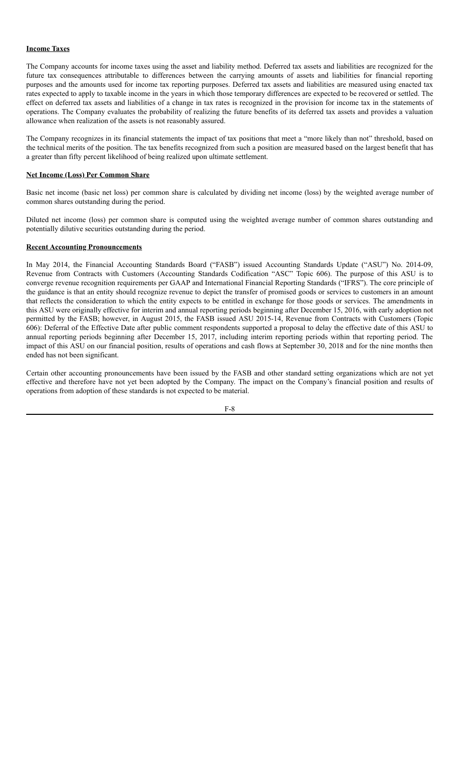**Income Taxes**

The Company accounts for income taxes using the asset and liability method. Deferred tax assets and liabilities are recognized for the future tax consequences attributable to differences between the carrying amounts of assets and liabilities for financial reporting purposes and the amounts used for income tax reporting purposes. Deferred tax assets and liabilities are measured using enacted tax rates expected to apply to taxable income in the years in which those temporary differences are expected to be recovered or settled. The effect on deferred tax assets and liabilities of a change in tax rates is recognized in the provision for income tax in the statements of operations. The Company evaluates the probability of realizing the future benefits of its deferred tax assets and provides a valuation allowance when realization of the assets is not reasonably assured.

The Company recognizes in its financial statements the impact of tax positions that meet a "more likely than not" threshold, based on the technical merits of the position. The tax benefits recognized from such a position are measured based on the largest benefit that has a greater than fifty percent likelihood of being realized upon ultimate settlement.

**Net Income (Loss) Per Common Share**

Basic net income (basic net loss) per common share is calculated by dividing net income (loss) by the weighted average number of common shares outstanding during the period.

Diluted net income (loss) per common share is computed using the weighted average number of common shares outstanding and potentially dilutive securities outstanding during the period.

**Recent Accounting Pronouncements**

In May 2014, the Financial Accounting Standards Board ("FASB") issued Accounting Standards Update ("ASU") No. 2014-09, Revenue from Contracts with Customers (Accounting Standards Codification "ASC" Topic 606). The purpose of this ASU is to converge revenue recognition requirements per GAAP and International Financial Reporting Standards ("IFRS"). The core principle of the guidance is that an entity should recognize revenue to depict the transfer of promised goods or services to customers in an amount that reflects the consideration to which the entity expects to be entitled in exchange for those goods or services. The amendments in this ASU were originally effective for interim and annual reporting periods beginning after December 15, 2016, with early adoption not permitted by the FASB; however, in August 2015, the FASB issued ASU 2015-14, Revenue from Contracts with Customers (Topic 606): Deferral of the Effective Date after public comment respondents supported a proposal to delay the effective date of this ASU to annual reporting periods beginning after December 15, 2017, including interim reporting periods within that reporting period. The impact of this ASU on our financial position, results of operations and cash flows at September 30, 2018 and for the nine months then ended has not been significant.

Certain other accounting pronouncements have been issued by the FASB and other standard setting organizations which are not yet effective and therefore have not yet been adopted by the Company. The impact on the Company's financial position and results of operations from adoption of these standards is not expected to be material.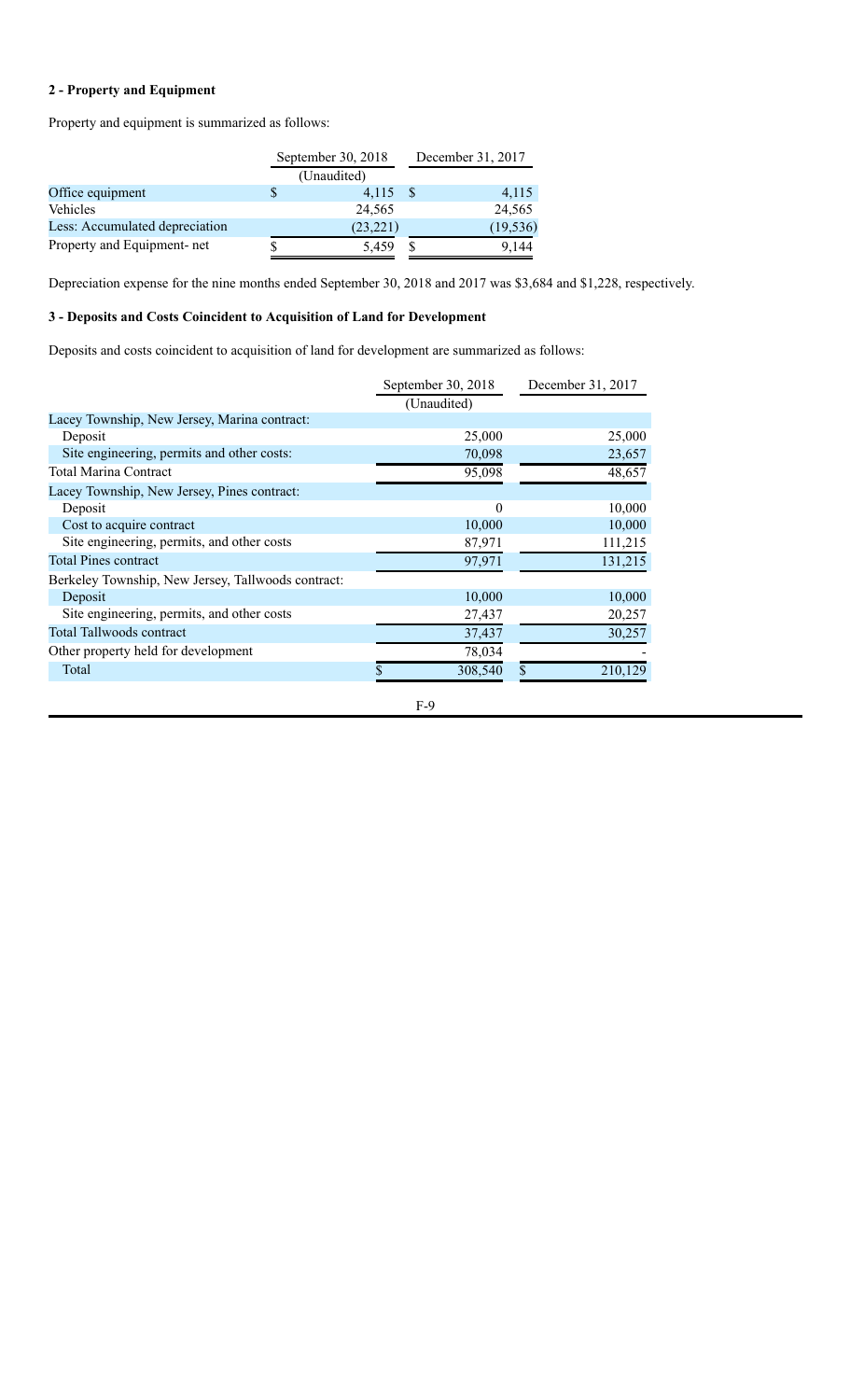**2 - Property and Equipment**

Property and equipment is summarized as follows:

| | September 30, 2018 | December 31, 2017 |
|---|---|---|
| | (Unaudited) | |
| Office equipment | $ 4,115 | $ 4,115 |
| Vehicles | 24,565 | 24,565 |
| Less: Accumulated depreciation | (23,221) | (19,536) |
| Property and Equipment- net | $ 5,459 | $ 9,144 |

Depreciation expense for the nine months ended September 30, 2018 and 2017 was $3,684 and $1,228, respectively.

**3 - Deposits and Costs Coincident to Acquisition of Land for Development**

Deposits and costs coincident to acquisition of land for development are summarized as follows:

| | September 30, 2018 | December 31, 2017 |
|---|---|---|
| | (Unaudited) | |
| Lacey Township, New Jersey, Marina contract: | | |
| Deposit | 25,000 | 25,000 |
| Site engineering, permits and other costs: | 70,098 | 23,657 |
| Total Marina Contract | 95,098 | 48,657 |
| Lacey Township, New Jersey, Pines contract: | | |
| Deposit | 0 | 10,000 |
| Cost to acquire contract | 10,000 | 10,000 |
| Site engineering, permits, and other costs | 87,971 | 111,215 |
| Total Pines contract | 97,971 | 131,215 |
| Berkeley Township, New Jersey, Tallwoods contract: | | |
| Deposit | 10,000 | 10,000 |
| Site engineering, permits, and other costs | 27,437 | 20,257 |
| Total Tallwoods contract | 37,437 | 30,257 |
| Other property held for development | 78,034 | - |
| Total | $ 308,540 | $ 210,129 |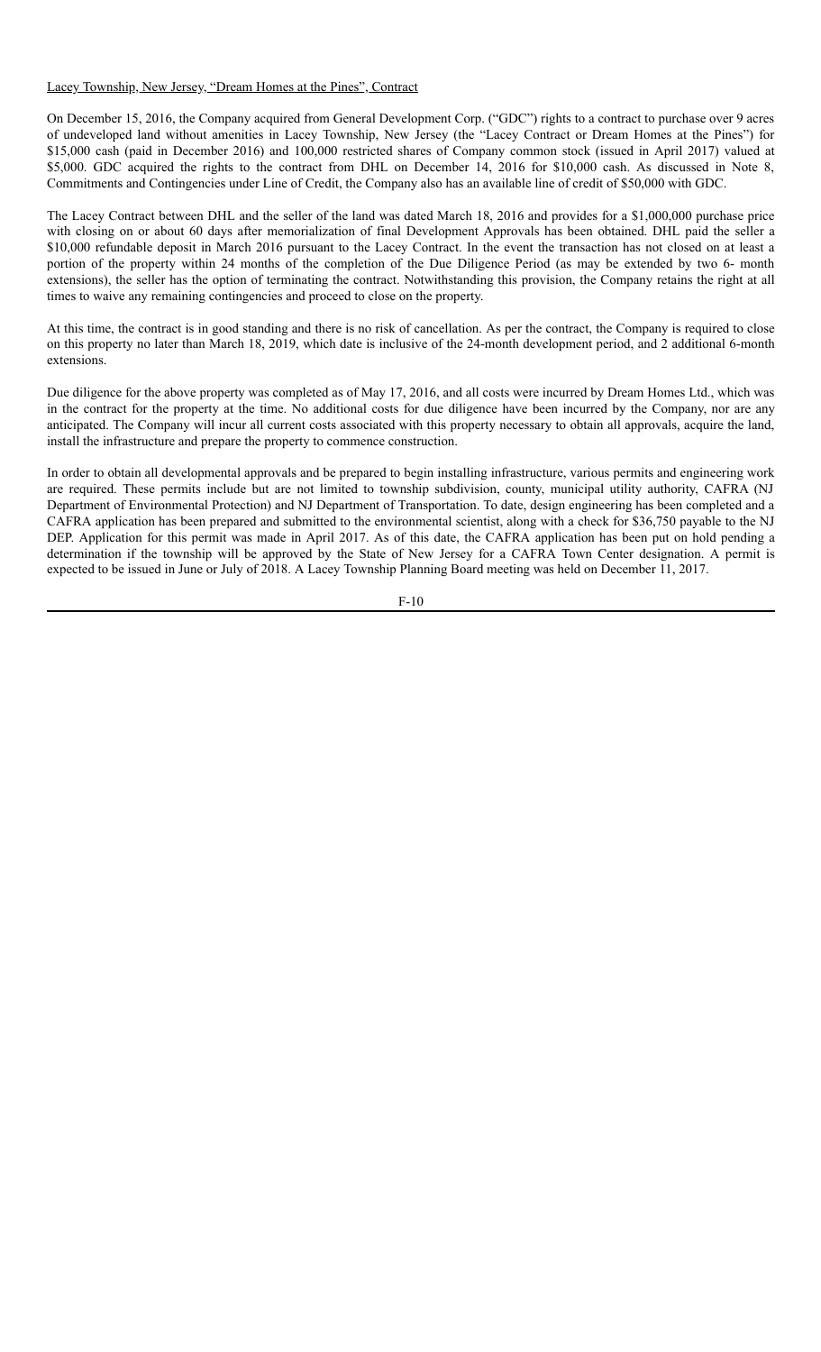Lacey Township, New Jersey, "Dream Homes at the Pines", Contract

On December 15, 2016, the Company acquired from General Development Corp. ("GDC") rights to a contract to purchase over 9 acres of undeveloped land without amenities in Lacey Township, New Jersey (the "Lacey Contract or Dream Homes at the Pines") for \$15,000 cash (paid in December 2016) and 100,000 restricted shares of Company common stock (issued in April 2017) valued at \$5,000. GDC acquired the rights to the contract from DHL on December 14, 2016 for \$10,000 cash. As discussed in Note 8, Commitments and Contingencies under Line of Credit, the Company also has an available line of credit of \$50,000 with GDC.

The Lacey Contract between DHL and the seller of the land was dated March 18, 2016 and provides for a \$1,000,000 purchase price with closing on or about 60 days after memorialization of final Development Approvals has been obtained. DHL paid the seller a \$10,000 refundable deposit in March 2016 pursuant to the Lacey Contract. In the event the transaction has not closed on at least a portion of the property within 24 months of the completion of the Due Diligence Period (as may be extended by two 6- month extensions), the seller has the option of terminating the contract. Notwithstanding this provision, the Company retains the right at all times to waive any remaining contingencies and proceed to close on the property.

At this time, the contract is in good standing and there is no risk of cancellation. As per the contract, the Company is required to close on this property no later than March 18, 2019, which date is inclusive of the 24-month development period, and 2 additional 6-month extensions.

Due diligence for the above property was completed as of May 17, 2016, and all costs were incurred by Dream Homes Ltd., which was in the contract for the property at the time. No additional costs for due diligence have been incurred by the Company, nor are any anticipated. The Company will incur all current costs associated with this property necessary to obtain all approvals, acquire the land, install the infrastructure and prepare the property to commence construction.

In order to obtain all developmental approvals and be prepared to begin installing infrastructure, various permits and engineering work are required. These permits include but are not limited to township subdivision, county, municipal utility authority, CAFRA (NJ Department of Environmental Protection) and NJ Department of Transportation. To date, design engineering has been completed and a CAFRA application has been prepared and submitted to the environmental scientist, along with a check for \$36,750 payable to the NJ DEP. Application for this permit was made in April 2017. As of this date, the CAFRA application has been put on hold pending a determination if the township will be approved by the State of New Jersey for a CAFRA Town Center designation. A permit is expected to be issued in June or July of 2018. A Lacey Township Planning Board meeting was held on December 11, 2017.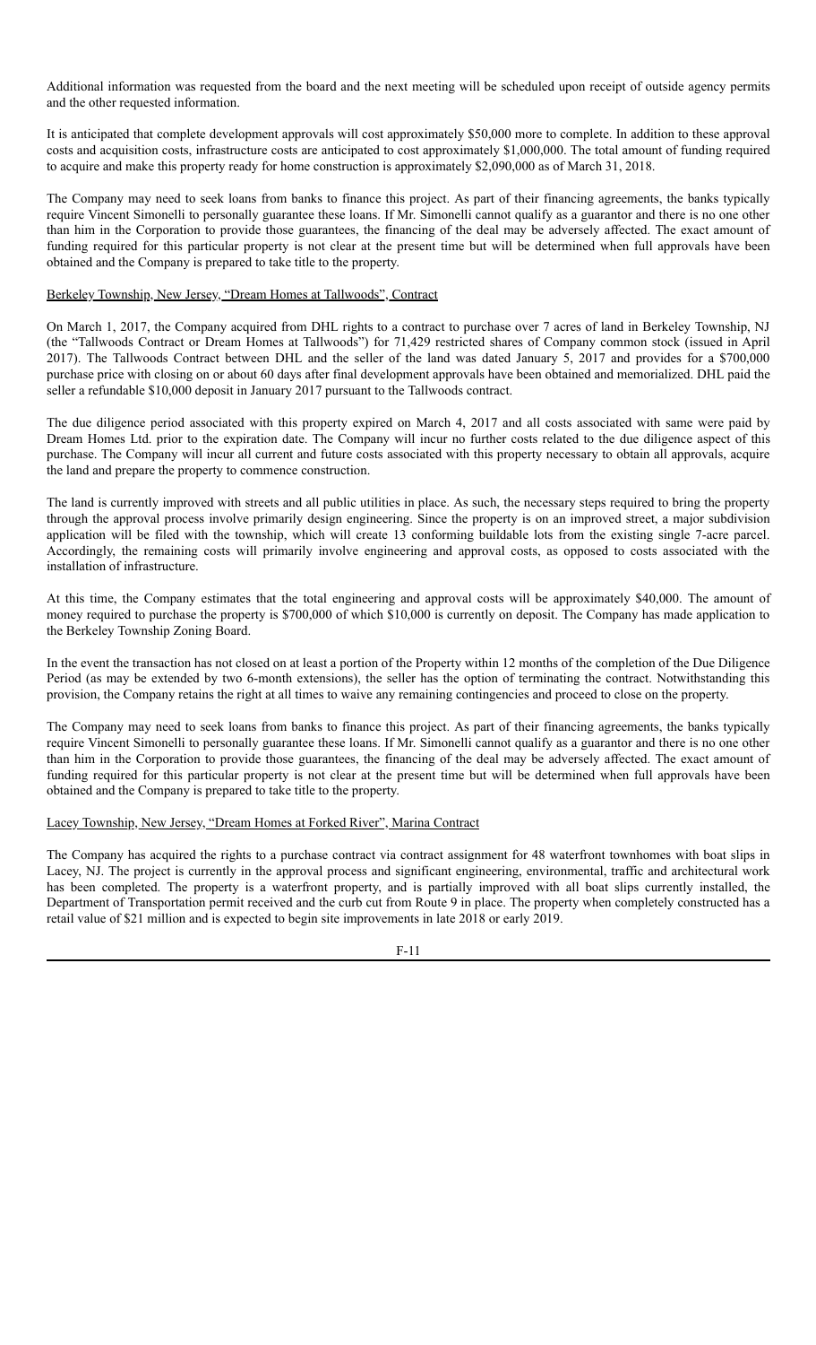Additional information was requested from the board and the next meeting will be scheduled upon receipt of outside agency permits and the other requested information.

It is anticipated that complete development approvals will cost approximately $50,000 more to complete. In addition to these approval costs and acquisition costs, infrastructure costs are anticipated to cost approximately $1,000,000. The total amount of funding required to acquire and make this property ready for home construction is approximately $2,090,000 as of March 31, 2018.

The Company may need to seek loans from banks to finance this project. As part of their financing agreements, the banks typically require Vincent Simonelli to personally guarantee these loans. If Mr. Simonelli cannot qualify as a guarantor and there is no one other than him in the Corporation to provide those guarantees, the financing of the deal may be adversely affected. The exact amount of funding required for this particular property is not clear at the present time but will be determined when full approvals have been obtained and the Company is prepared to take title to the property.

Berkeley Township, New Jersey, "Dream Homes at Tallwoods", Contract

On March 1, 2017, the Company acquired from DHL rights to a contract to purchase over 7 acres of land in Berkeley Township, NJ (the "Tallwoods Contract or Dream Homes at Tallwoods") for 71,429 restricted shares of Company common stock (issued in April 2017). The Tallwoods Contract between DHL and the seller of the land was dated January 5, 2017 and provides for a $700,000 purchase price with closing on or about 60 days after final development approvals have been obtained and memorialized. DHL paid the seller a refundable $10,000 deposit in January 2017 pursuant to the Tallwoods contract.

The due diligence period associated with this property expired on March 4, 2017 and all costs associated with same were paid by Dream Homes Ltd. prior to the expiration date. The Company will incur no further costs related to the due diligence aspect of this purchase. The Company will incur all current and future costs associated with this property necessary to obtain all approvals, acquire the land and prepare the property to commence construction.

The land is currently improved with streets and all public utilities in place. As such, the necessary steps required to bring the property through the approval process involve primarily design engineering. Since the property is on an improved street, a major subdivision application will be filed with the township, which will create 13 conforming buildable lots from the existing single 7-acre parcel. Accordingly, the remaining costs will primarily involve engineering and approval costs, as opposed to costs associated with the installation of infrastructure.

At this time, the Company estimates that the total engineering and approval costs will be approximately $40,000. The amount of money required to purchase the property is $700,000 of which $10,000 is currently on deposit. The Company has made application to the Berkeley Township Zoning Board.

In the event the transaction has not closed on at least a portion of the Property within 12 months of the completion of the Due Diligence Period (as may be extended by two 6-month extensions), the seller has the option of terminating the contract. Notwithstanding this provision, the Company retains the right at all times to waive any remaining contingencies and proceed to close on the property.

The Company may need to seek loans from banks to finance this project. As part of their financing agreements, the banks typically require Vincent Simonelli to personally guarantee these loans. If Mr. Simonelli cannot qualify as a guarantor and there is no one other than him in the Corporation to provide those guarantees, the financing of the deal may be adversely affected. The exact amount of funding required for this particular property is not clear at the present time but will be determined when full approvals have been obtained and the Company is prepared to take title to the property.

Lacey Township, New Jersey, "Dream Homes at Forked River", Marina Contract

The Company has acquired the rights to a purchase contract via contract assignment for 48 waterfront townhomes with boat slips in Lacey, NJ. The project is currently in the approval process and significant engineering, environmental, traffic and architectural work has been completed. The property is a waterfront property, and is partially improved with all boat slips currently installed, the Department of Transportation permit received and the curb cut from Route 9 in place. The property when completely constructed has a retail value of $21 million and is expected to begin site improvements in late 2018 or early 2019.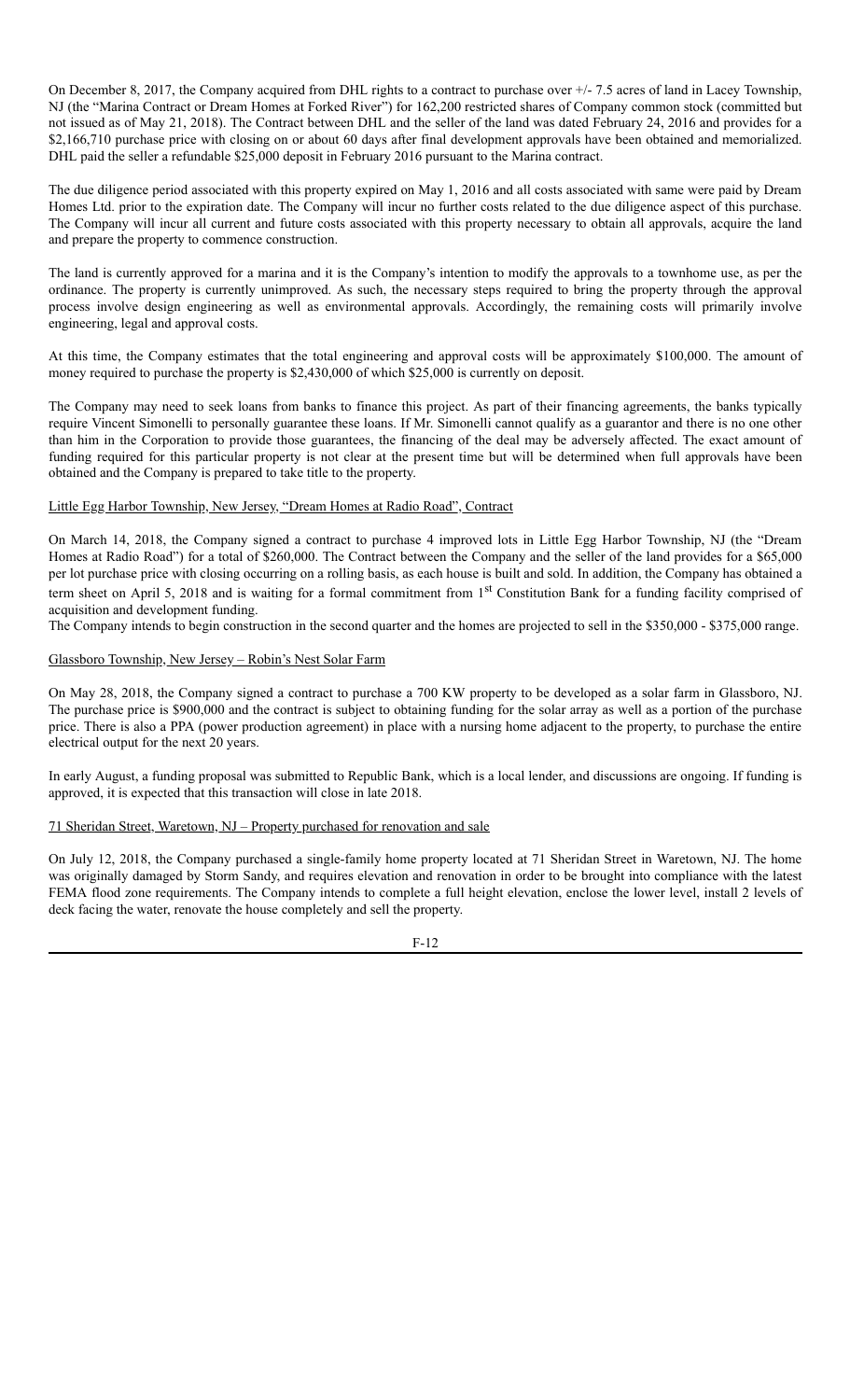On December 8, 2017, the Company acquired from DHL rights to a contract to purchase over +/- 7.5 acres of land in Lacey Township, NJ (the "Marina Contract or Dream Homes at Forked River") for 162,200 restricted shares of Company common stock (committed but not issued as of May 21, 2018). The Contract between DHL and the seller of the land was dated February 24, 2016 and provides for a $2,166,710 purchase price with closing on or about 60 days after final development approvals have been obtained and memorialized. DHL paid the seller a refundable $25,000 deposit in February 2016 pursuant to the Marina contract.

The due diligence period associated with this property expired on May 1, 2016 and all costs associated with same were paid by Dream Homes Ltd. prior to the expiration date. The Company will incur no further costs related to the due diligence aspect of this purchase. The Company will incur all current and future costs associated with this property necessary to obtain all approvals, acquire the land and prepare the property to commence construction.

The land is currently approved for a marina and it is the Company's intention to modify the approvals to a townhome use, as per the ordinance. The property is currently unimproved. As such, the necessary steps required to bring the property through the approval process involve design engineering as well as environmental approvals. Accordingly, the remaining costs will primarily involve engineering, legal and approval costs.

At this time, the Company estimates that the total engineering and approval costs will be approximately $100,000. The amount of money required to purchase the property is $2,430,000 of which $25,000 is currently on deposit.

The Company may need to seek loans from banks to finance this project. As part of their financing agreements, the banks typically require Vincent Simonelli to personally guarantee these loans. If Mr. Simonelli cannot qualify as a guarantor and there is no one other than him in the Corporation to provide those guarantees, the financing of the deal may be adversely affected. The exact amount of funding required for this particular property is not clear at the present time but will be determined when full approvals have been obtained and the Company is prepared to take title to the property.

Little Egg Harbor Township, New Jersey, "Dream Homes at Radio Road", Contract

On March 14, 2018, the Company signed a contract to purchase 4 improved lots in Little Egg Harbor Township, NJ (the "Dream Homes at Radio Road") for a total of $260,000. The Contract between the Company and the seller of the land provides for a $65,000 per lot purchase price with closing occurring on a rolling basis, as each house is built and sold. In addition, the Company has obtained a term sheet on April 5, 2018 and is waiting for a formal commitment from 1st Constitution Bank for a funding facility comprised of acquisition and development funding.

The Company intends to begin construction in the second quarter and the homes are projected to sell in the $350,000 - $375,000 range.

Glassboro Township, New Jersey – Robin's Nest Solar Farm

On May 28, 2018, the Company signed a contract to purchase a 700 KW property to be developed as a solar farm in Glassboro, NJ. The purchase price is $900,000 and the contract is subject to obtaining funding for the solar array as well as a portion of the purchase price. There is also a PPA (power production agreement) in place with a nursing home adjacent to the property, to purchase the entire electrical output for the next 20 years.

In early August, a funding proposal was submitted to Republic Bank, which is a local lender, and discussions are ongoing. If funding is approved, it is expected that this transaction will close in late 2018.

71 Sheridan Street, Waretown, NJ – Property purchased for renovation and sale

On July 12, 2018, the Company purchased a single-family home property located at 71 Sheridan Street in Waretown, NJ. The home was originally damaged by Storm Sandy, and requires elevation and renovation in order to be brought into compliance with the latest FEMA flood zone requirements. The Company intends to complete a full height elevation, enclose the lower level, install 2 levels of deck facing the water, renovate the house completely and sell the property.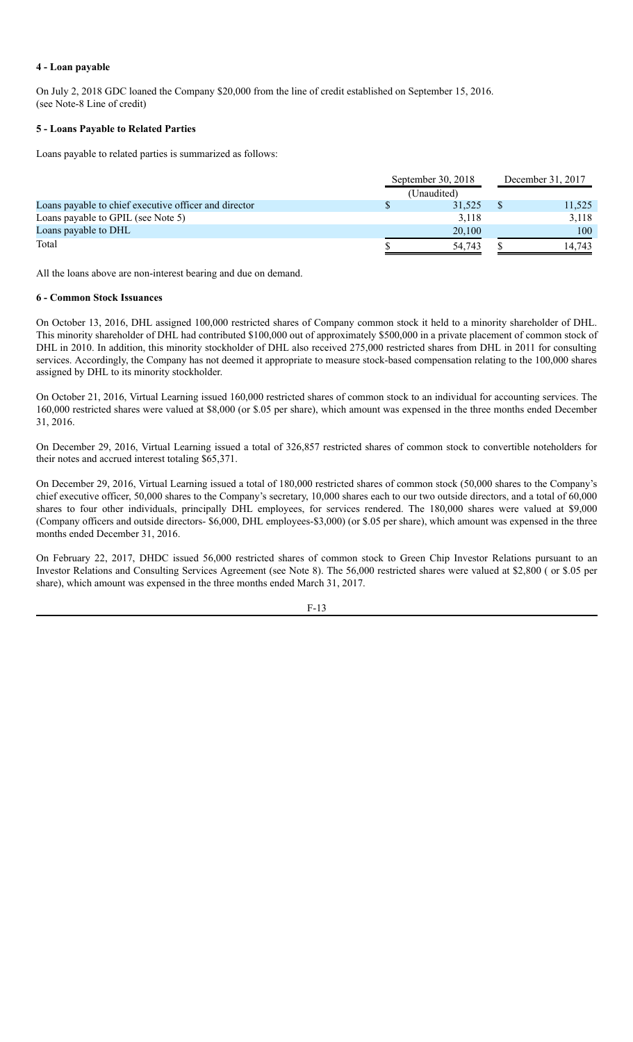**4 - Loan payable**

On July 2, 2018 GDC loaned the Company $20,000 from the line of credit established on September 15, 2016. (see Note-8 Line of credit)

**5 - Loans Payable to Related Parties**

Loans payable to related parties is summarized as follows:

| | September 30, 2018 | December 31, 2017 |
|---|---|---|
| | (Unaudited) | |
| Loans payable to chief executive officer and director | $ 31,525 | $ 11,525 |
| Loans payable to GPIL (see Note 5) | 3,118 | 3,118 |
| Loans payable to DHL | 20,100 | 100 |
| Total | $ 54,743 | $ 14,743 |

All the loans above are non-interest bearing and due on demand.

**6 - Common Stock Issuances**

On October 13, 2016, DHL assigned 100,000 restricted shares of Company common stock it held to a minority shareholder of DHL. This minority shareholder of DHL had contributed $100,000 out of approximately $500,000 in a private placement of common stock of DHL in 2010. In addition, this minority stockholder of DHL also received 275,000 restricted shares from DHL in 2011 for consulting services. Accordingly, the Company has not deemed it appropriate to measure stock-based compensation relating to the 100,000 shares assigned by DHL to its minority stockholder.

On October 21, 2016, Virtual Learning issued 160,000 restricted shares of common stock to an individual for accounting services. The 160,000 restricted shares were valued at $8,000 (or $.05 per share), which amount was expensed in the three months ended December 31, 2016.

On December 29, 2016, Virtual Learning issued a total of 326,857 restricted shares of common stock to convertible noteholders for their notes and accrued interest totaling $65,371.

On December 29, 2016, Virtual Learning issued a total of 180,000 restricted shares of common stock (50,000 shares to the Company's chief executive officer, 50,000 shares to the Company's secretary, 10,000 shares each to our two outside directors, and a total of 60,000 shares to four other individuals, principally DHL employees, for services rendered. The 180,000 shares were valued at $9,000 (Company officers and outside directors- $6,000, DHL employees-$3,000) (or $.05 per share), which amount was expensed in the three months ended December 31, 2016.

On February 22, 2017, DHDC issued 56,000 restricted shares of common stock to Green Chip Investor Relations pursuant to an Investor Relations and Consulting Services Agreement (see Note 8). The 56,000 restricted shares were valued at $2,800 ( or $.05 per share), which amount was expensed in the three months ended March 31, 2017.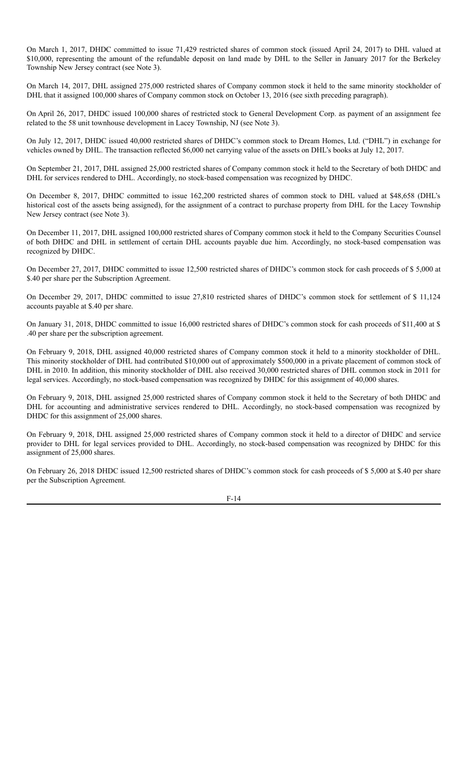On March 1, 2017, DHDC committed to issue 71,429 restricted shares of common stock (issued April 24, 2017) to DHL valued at $10,000, representing the amount of the refundable deposit on land made by DHL to the Seller in January 2017 for the Berkeley Township New Jersey contract (see Note 3).

On March 14, 2017, DHL assigned 275,000 restricted shares of Company common stock it held to the same minority stockholder of DHL that it assigned 100,000 shares of Company common stock on October 13, 2016 (see sixth preceding paragraph).

On April 26, 2017, DHDC issued 100,000 shares of restricted stock to General Development Corp. as payment of an assignment fee related to the 58 unit townhouse development in Lacey Township, NJ (see Note 3).

On July 12, 2017, DHDC issued 40,000 restricted shares of DHDC's common stock to Dream Homes, Ltd. ("DHL") in exchange for vehicles owned by DHL. The transaction reflected $6,000 net carrying value of the assets on DHL's books at July 12, 2017.

On September 21, 2017, DHL assigned 25,000 restricted shares of Company common stock it held to the Secretary of both DHDC and DHL for services rendered to DHL. Accordingly, no stock-based compensation was recognized by DHDC.

On December 8, 2017, DHDC committed to issue 162,200 restricted shares of common stock to DHL valued at $48,658 (DHL's historical cost of the assets being assigned), for the assignment of a contract to purchase property from DHL for the Lacey Township New Jersey contract (see Note 3).

On December 11, 2017, DHL assigned 100,000 restricted shares of Company common stock it held to the Company Securities Counsel of both DHDC and DHL in settlement of certain DHL accounts payable due him. Accordingly, no stock-based compensation was recognized by DHDC.

On December 27, 2017, DHDC committed to issue 12,500 restricted shares of DHDC's common stock for cash proceeds of $ 5,000 at $.40 per share per the Subscription Agreement.

On December 29, 2017, DHDC committed to issue 27,810 restricted shares of DHDC's common stock for settlement of $ 11,124 accounts payable at $.40 per share.

On January 31, 2018, DHDC committed to issue 16,000 restricted shares of DHDC's common stock for cash proceeds of $11,400 at $ .40 per share per the subscription agreement.

On February 9, 2018, DHL assigned 40,000 restricted shares of Company common stock it held to a minority stockholder of DHL. This minority stockholder of DHL had contributed $10,000 out of approximately $500,000 in a private placement of common stock of DHL in 2010. In addition, this minority stockholder of DHL also received 30,000 restricted shares of DHL common stock in 2011 for legal services. Accordingly, no stock-based compensation was recognized by DHDC for this assignment of 40,000 shares.

On February 9, 2018, DHL assigned 25,000 restricted shares of Company common stock it held to the Secretary of both DHDC and DHL for accounting and administrative services rendered to DHL. Accordingly, no stock-based compensation was recognized by DHDC for this assignment of 25,000 shares.

On February 9, 2018, DHL assigned 25,000 restricted shares of Company common stock it held to a director of DHDC and service provider to DHL for legal services provided to DHL. Accordingly, no stock-based compensation was recognized by DHDC for this assignment of 25,000 shares.

On February 26, 2018 DHDC issued 12,500 restricted shares of DHDC's common stock for cash proceeds of $ 5,000 at $.40 per share per the Subscription Agreement.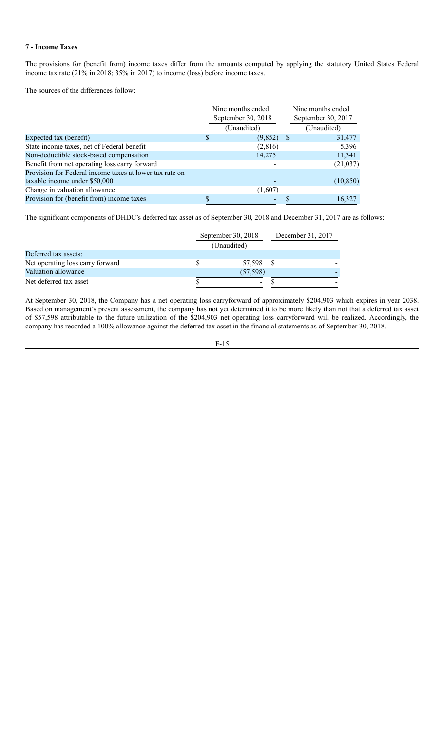**7 - Income Taxes**

The provisions for (benefit from) income taxes differ from the amounts computed by applying the statutory United States Federal income tax rate (21% in 2018; 35% in 2017) to income (loss) before income taxes.

The sources of the differences follow:

| | Nine months ended September 30, 2018 | Nine months ended September 30, 2017 |
|---|---|---|
| | (Unaudited) | (Unaudited) |
| Expected tax (benefit) | $ (9,852) | $ 31,477 |
| State income taxes, net of Federal benefit | (2,816) | 5,396 |
| Non-deductible stock-based compensation | 14,275 | 11,341 |
| Benefit from net operating loss carry forward | - | (21,037) |
| Provision for Federal income taxes at lower tax rate on taxable income under $50,000 | - | (10,850) |
| Change in valuation allowance | (1,607) | |
| Provision for (benefit from) income taxes | $ - | $ 16,327 |

The significant components of DHDC's deferred tax asset as of September 30, 2018 and December 31, 2017 are as follows:

| | September 30, 2018 | December 31, 2017 |
|---|---|---|
| | (Unaudited) | |
| Deferred tax assets: | | |
| Net operating loss carry forward | $ 57,598 | $ - |
| Valuation allowance | (57,598) | - |
| Net deferred tax asset | $ - | $ - |

At September 30, 2018, the Company has a net operating loss carryforward of approximately $204,903 which expires in year 2038. Based on management's present assessment, the company has not yet determined it to be more likely than not that a deferred tax asset of $57,598 attributable to the future utilization of the $204,903 net operating loss carryforward will be realized. Accordingly, the company has recorded a 100% allowance against the deferred tax asset in the financial statements as of September 30, 2018.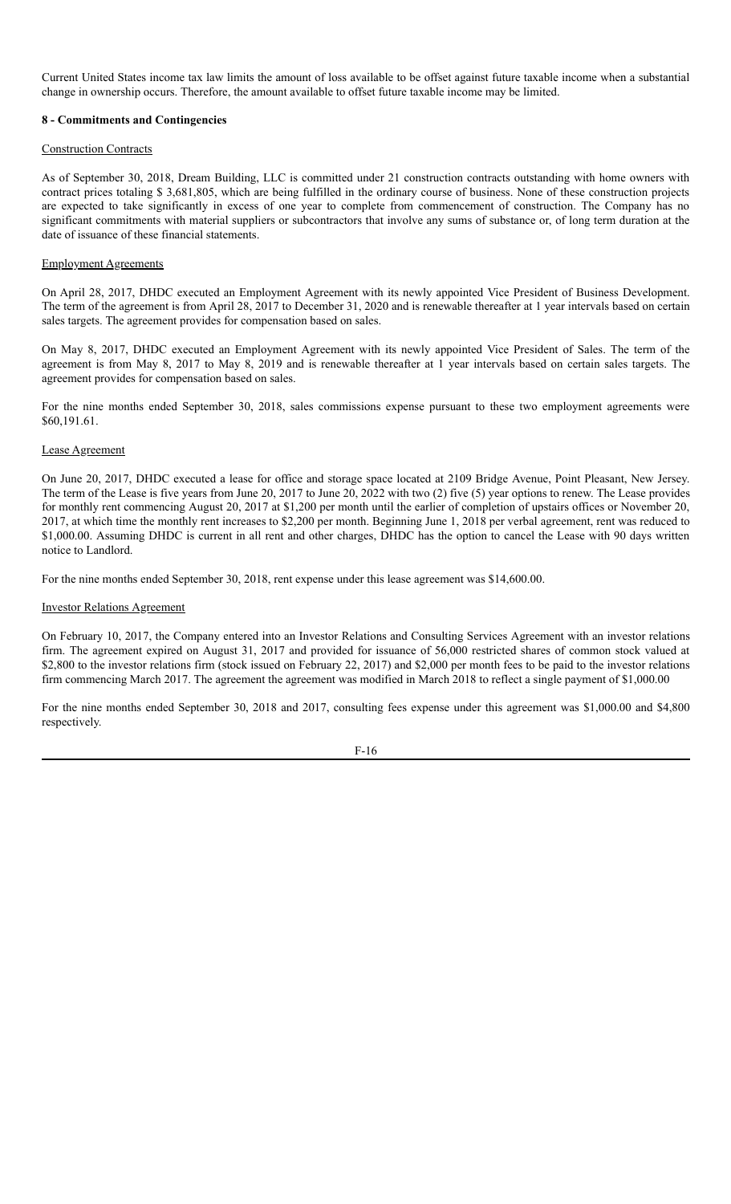Current United States income tax law limits the amount of loss available to be offset against future taxable income when a substantial change in ownership occurs. Therefore, the amount available to offset future taxable income may be limited.

**8 - Commitments and Contingencies**

Construction Contracts

As of September 30, 2018, Dream Building, LLC is committed under 21 construction contracts outstanding with home owners with contract prices totaling $ 3,681,805, which are being fulfilled in the ordinary course of business. None of these construction projects are expected to take significantly in excess of one year to complete from commencement of construction. The Company has no significant commitments with material suppliers or subcontractors that involve any sums of substance or, of long term duration at the date of issuance of these financial statements.

Employment Agreements

On April 28, 2017, DHDC executed an Employment Agreement with its newly appointed Vice President of Business Development. The term of the agreement is from April 28, 2017 to December 31, 2020 and is renewable thereafter at 1 year intervals based on certain sales targets. The agreement provides for compensation based on sales.

On May 8, 2017, DHDC executed an Employment Agreement with its newly appointed Vice President of Sales. The term of the agreement is from May 8, 2017 to May 8, 2019 and is renewable thereafter at 1 year intervals based on certain sales targets. The agreement provides for compensation based on sales.

For the nine months ended September 30, 2018, sales commissions expense pursuant to these two employment agreements were $60,191.61.

Lease Agreement

On June 20, 2017, DHDC executed a lease for office and storage space located at 2109 Bridge Avenue, Point Pleasant, New Jersey. The term of the Lease is five years from June 20, 2017 to June 20, 2022 with two (2) five (5) year options to renew. The Lease provides for monthly rent commencing August 20, 2017 at $1,200 per month until the earlier of completion of upstairs offices or November 20, 2017, at which time the monthly rent increases to $2,200 per month. Beginning June 1, 2018 per verbal agreement, rent was reduced to $1,000.00. Assuming DHDC is current in all rent and other charges, DHDC has the option to cancel the Lease with 90 days written notice to Landlord.

For the nine months ended September 30, 2018, rent expense under this lease agreement was $14,600.00.

Investor Relations Agreement

On February 10, 2017, the Company entered into an Investor Relations and Consulting Services Agreement with an investor relations firm. The agreement expired on August 31, 2017 and provided for issuance of 56,000 restricted shares of common stock valued at $2,800 to the investor relations firm (stock issued on February 22, 2017) and $2,000 per month fees to be paid to the investor relations firm commencing March 2017. The agreement the agreement was modified in March 2018 to reflect a single payment of $1,000.00

For the nine months ended September 30, 2018 and 2017, consulting fees expense under this agreement was $1,000.00 and $4,800 respectively.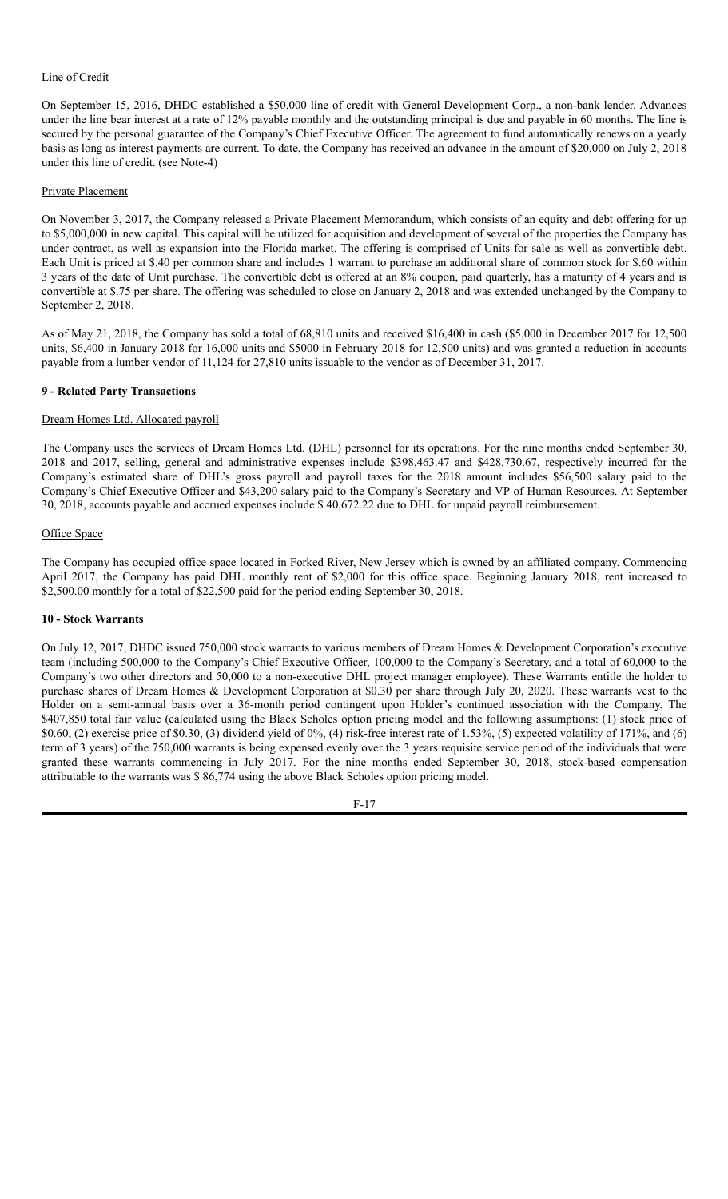Line of Credit

On September 15, 2016, DHDC established a $50,000 line of credit with General Development Corp., a non-bank lender. Advances under the line bear interest at a rate of 12% payable monthly and the outstanding principal is due and payable in 60 months. The line is secured by the personal guarantee of the Company's Chief Executive Officer. The agreement to fund automatically renews on a yearly basis as long as interest payments are current. To date, the Company has received an advance in the amount of $20,000 on July 2, 2018 under this line of credit. (see Note-4)

Private Placement

On November 3, 2017, the Company released a Private Placement Memorandum, which consists of an equity and debt offering for up to $5,000,000 in new capital. This capital will be utilized for acquisition and development of several of the properties the Company has under contract, as well as expansion into the Florida market. The offering is comprised of Units for sale as well as convertible debt. Each Unit is priced at $.40 per common share and includes 1 warrant to purchase an additional share of common stock for $.60 within 3 years of the date of Unit purchase. The convertible debt is offered at an 8% coupon, paid quarterly, has a maturity of 4 years and is convertible at $.75 per share. The offering was scheduled to close on January 2, 2018 and was extended unchanged by the Company to September 2, 2018.

As of May 21, 2018, the Company has sold a total of 68,810 units and received $16,400 in cash ($5,000 in December 2017 for 12,500 units, $6,400 in January 2018 for 16,000 units and $5000 in February 2018 for 12,500 units) and was granted a reduction in accounts payable from a lumber vendor of 11,124 for 27,810 units issuable to the vendor as of December 31, 2017.

**9 - Related Party Transactions**

Dream Homes Ltd. Allocated payroll

The Company uses the services of Dream Homes Ltd. (DHL) personnel for its operations. For the nine months ended September 30, 2018 and 2017, selling, general and administrative expenses include $398,463.47 and $428,730.67, respectively incurred for the Company's estimated share of DHL's gross payroll and payroll taxes for the 2018 amount includes $56,500 salary paid to the Company's Chief Executive Officer and $43,200 salary paid to the Company's Secretary and VP of Human Resources. At September 30, 2018, accounts payable and accrued expenses include $ 40,672.22 due to DHL for unpaid payroll reimbursement.

Office Space

The Company has occupied office space located in Forked River, New Jersey which is owned by an affiliated company. Commencing April 2017, the Company has paid DHL monthly rent of $2,000 for this office space. Beginning January 2018, rent increased to $2,500.00 monthly for a total of $22,500 paid for the period ending September 30, 2018.

**10 - Stock Warrants**

On July 12, 2017, DHDC issued 750,000 stock warrants to various members of Dream Homes & Development Corporation's executive team (including 500,000 to the Company's Chief Executive Officer, 100,000 to the Company's Secretary, and a total of 60,000 to the Company's two other directors and 50,000 to a non-executive DHL project manager employee). These Warrants entitle the holder to purchase shares of Dream Homes & Development Corporation at $0.30 per share through July 20, 2020. These warrants vest to the Holder on a semi-annual basis over a 36-month period contingent upon Holder's continued association with the Company. The $407,850 total fair value (calculated using the Black Scholes option pricing model and the following assumptions: (1) stock price of $0.60, (2) exercise price of $0.30, (3) dividend yield of 0%, (4) risk-free interest rate of 1.53%, (5) expected volatility of 171%, and (6) term of 3 years) of the 750,000 warrants is being expensed evenly over the 3 years requisite service period of the individuals that were granted these warrants commencing in July 2017. For the nine months ended September 30, 2018, stock-based compensation attributable to the warrants was $ 86,774 using the above Black Scholes option pricing model.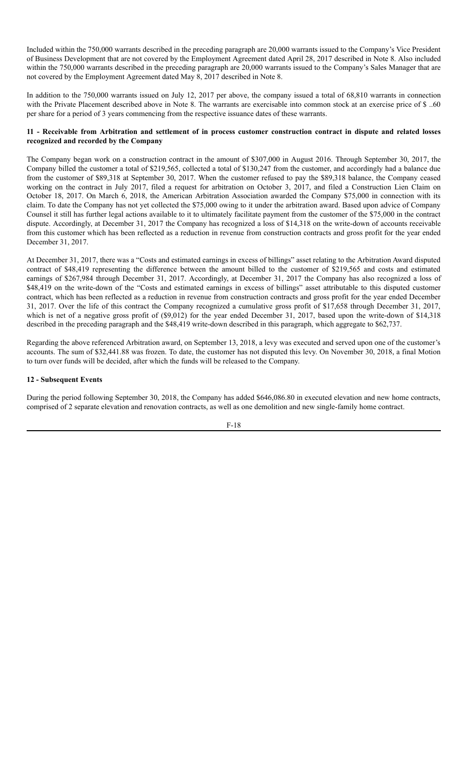Included within the 750,000 warrants described in the preceding paragraph are 20,000 warrants issued to the Company's Vice President of Business Development that are not covered by the Employment Agreement dated April 28, 2017 described in Note 8. Also included within the 750,000 warrants described in the preceding paragraph are 20,000 warrants issued to the Company's Sales Manager that are not covered by the Employment Agreement dated May 8, 2017 described in Note 8.

In addition to the 750,000 warrants issued on July 12, 2017 per above, the company issued a total of 68,810 warrants in connection with the Private Placement described above in Note 8. The warrants are exercisable into common stock at an exercise price of $ ..60 per share for a period of 3 years commencing from the respective issuance dates of these warrants.

## 11 - Receivable from Arbitration and settlement of in process customer construction contract in dispute and related losses recognized and recorded by the Company

The Company began work on a construction contract in the amount of $307,000 in August 2016. Through September 30, 2017, the Company billed the customer a total of $219,565, collected a total of $130,247 from the customer, and accordingly had a balance due from the customer of $89,318 at September 30, 2017. When the customer refused to pay the $89,318 balance, the Company ceased working on the contract in July 2017, filed a request for arbitration on October 3, 2017, and filed a Construction Lien Claim on October 18, 2017. On March 6, 2018, the American Arbitration Association awarded the Company $75,000 in connection with its claim. To date the Company has not yet collected the $75,000 owing to it under the arbitration award. Based upon advice of Company Counsel it still has further legal actions available to it to ultimately facilitate payment from the customer of the $75,000 in the contract dispute. Accordingly, at December 31, 2017 the Company has recognized a loss of $14,318 on the write-down of accounts receivable from this customer which has been reflected as a reduction in revenue from construction contracts and gross profit for the year ended December 31, 2017.

At December 31, 2017, there was a "Costs and estimated earnings in excess of billings" asset relating to the Arbitration Award disputed contract of $48,419 representing the difference between the amount billed to the customer of $219,565 and costs and estimated earnings of $267,984 through December 31, 2017. Accordingly, at December 31, 2017 the Company has also recognized a loss of $48,419 on the write-down of the "Costs and estimated earnings in excess of billings" asset attributable to this disputed customer contract, which has been reflected as a reduction in revenue from construction contracts and gross profit for the year ended December 31, 2017. Over the life of this contract the Company recognized a cumulative gross profit of $17,658 through December 31, 2017, which is net of a negative gross profit of ($9,012) for the year ended December 31, 2017, based upon the write-down of $14,318 described in the preceding paragraph and the $48,419 write-down described in this paragraph, which aggregate to $62,737.

Regarding the above referenced Arbitration award, on September 13, 2018, a levy was executed and served upon one of the customer's accounts. The sum of $32,441.88 was frozen. To date, the customer has not disputed this levy. On November 30, 2018, a final Motion to turn over funds will be decided, after which the funds will be released to the Company.

## 12 - Subsequent Events

During the period following September 30, 2018, the Company has added $646,086.80 in executed elevation and new home contracts, comprised of 2 separate elevation and renovation contracts, as well as one demolition and new single-family home contract.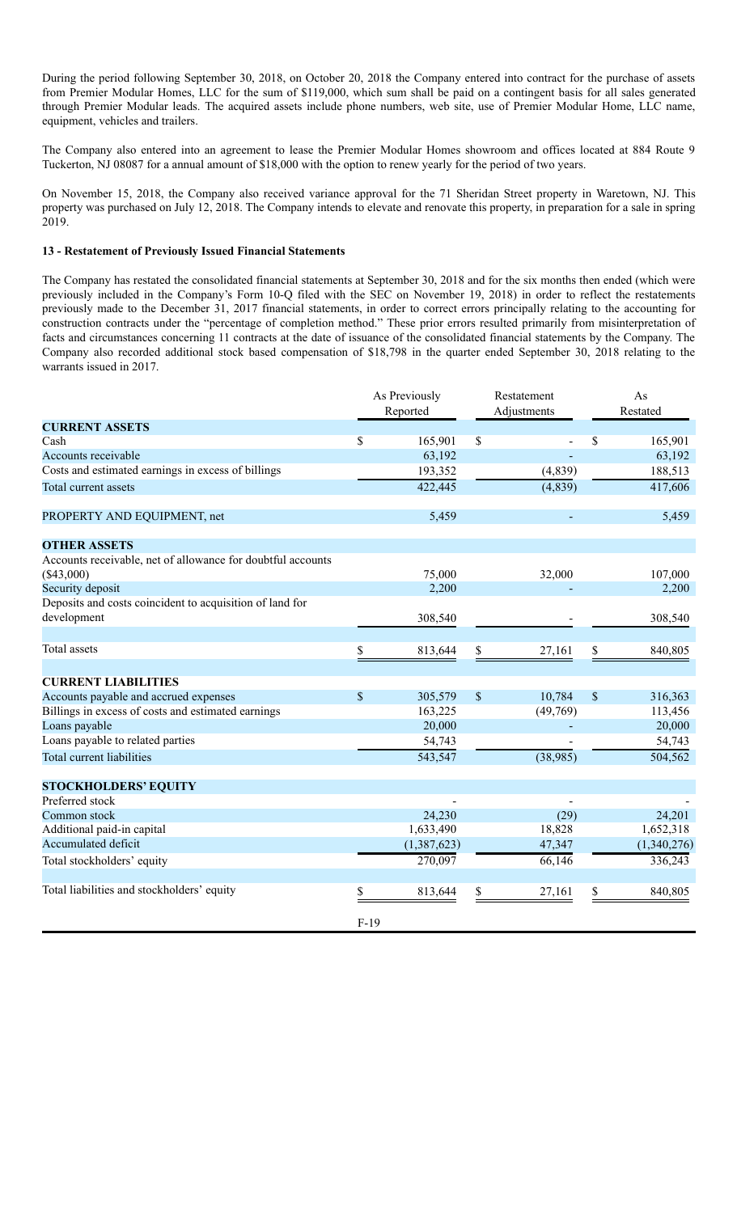During the period following September 30, 2018, on October 20, 2018 the Company entered into contract for the purchase of assets from Premier Modular Homes, LLC for the sum of $119,000, which sum shall be paid on a contingent basis for all sales generated through Premier Modular leads. The acquired assets include phone numbers, web site, use of Premier Modular Home, LLC name, equipment, vehicles and trailers.

The Company also entered into an agreement to lease the Premier Modular Homes showroom and offices located at 884 Route 9 Tuckerton, NJ 08087 for a annual amount of $18,000 with the option to renew yearly for the period of two years.

On November 15, 2018, the Company also received variance approval for the 71 Sheridan Street property in Waretown, NJ. This property was purchased on July 12, 2018. The Company intends to elevate and renovate this property, in preparation for a sale in spring 2019.

**13 - Restatement of Previously Issued Financial Statements**

The Company has restated the consolidated financial statements at September 30, 2018 and for the six months then ended (which were previously included in the Company's Form 10-Q filed with the SEC on November 19, 2018) in order to reflect the restatements previously made to the December 31, 2017 financial statements, in order to correct errors principally relating to the accounting for construction contracts under the "percentage of completion method." These prior errors resulted primarily from misinterpretation of facts and circumstances concerning 11 contracts at the date of issuance of the consolidated financial statements by the Company. The Company also recorded additional stock based compensation of $18,798 in the quarter ended September 30, 2018 relating to the warrants issued in 2017.

| | As Previously Reported | Restatement Adjustments | As Restated |
|---|---|---|---|
| **CURRENT ASSETS** | | | |
| Cash | $ 165,901 | $ - | $ 165,901 |
| Accounts receivable | 63,192 | - | 63,192 |
| Costs and estimated earnings in excess of billings | 193,352 | (4,839) | 188,513 |
| Total current assets | 422,445 | (4,839) | 417,606 |
| | | | |
| PROPERTY AND EQUIPMENT, net | 5,459 | - | 5,459 |
| | | | |
| **OTHER ASSETS** | | | |
| Accounts receivable, net of allowance for doubtful accounts ($43,000) | 75,000 | 32,000 | 107,000 |
| Security deposit | 2,200 | - | 2,200 |
| Deposits and costs coincident to acquisition of land for development | 308,540 | - | 308,540 |
| | | | |
| Total assets | $ 813,644 | $ 27,161 | $ 840,805 |
| | | | |
| **CURRENT LIABILITIES** | | | |
| Accounts payable and accrued expenses | $ 305,579 | $ 10,784 | $ 316,363 |
| Billings in excess of costs and estimated earnings | 163,225 | (49,769) | 113,456 |
| Loans payable | 20,000 | - | 20,000 |
| Loans payable to related parties | 54,743 | - | 54,743 |
| Total current liabilities | 543,547 | (38,985) | 504,562 |
| | | | |
| **STOCKHOLDERS' EQUITY** | | | |
| Preferred stock | - | - | - |
| Common stock | 24,230 | (29) | 24,201 |
| Additional paid-in capital | 1,633,490 | 18,828 | 1,652,318 |
| Accumulated deficit | (1,387,623) | 47,347 | (1,340,276) |
| Total stockholders' equity | 270,097 | 66,146 | 336,243 |
| | | | |
| Total liabilities and stockholders' equity | $ 813,644 | $ 27,161 | $ 840,805 |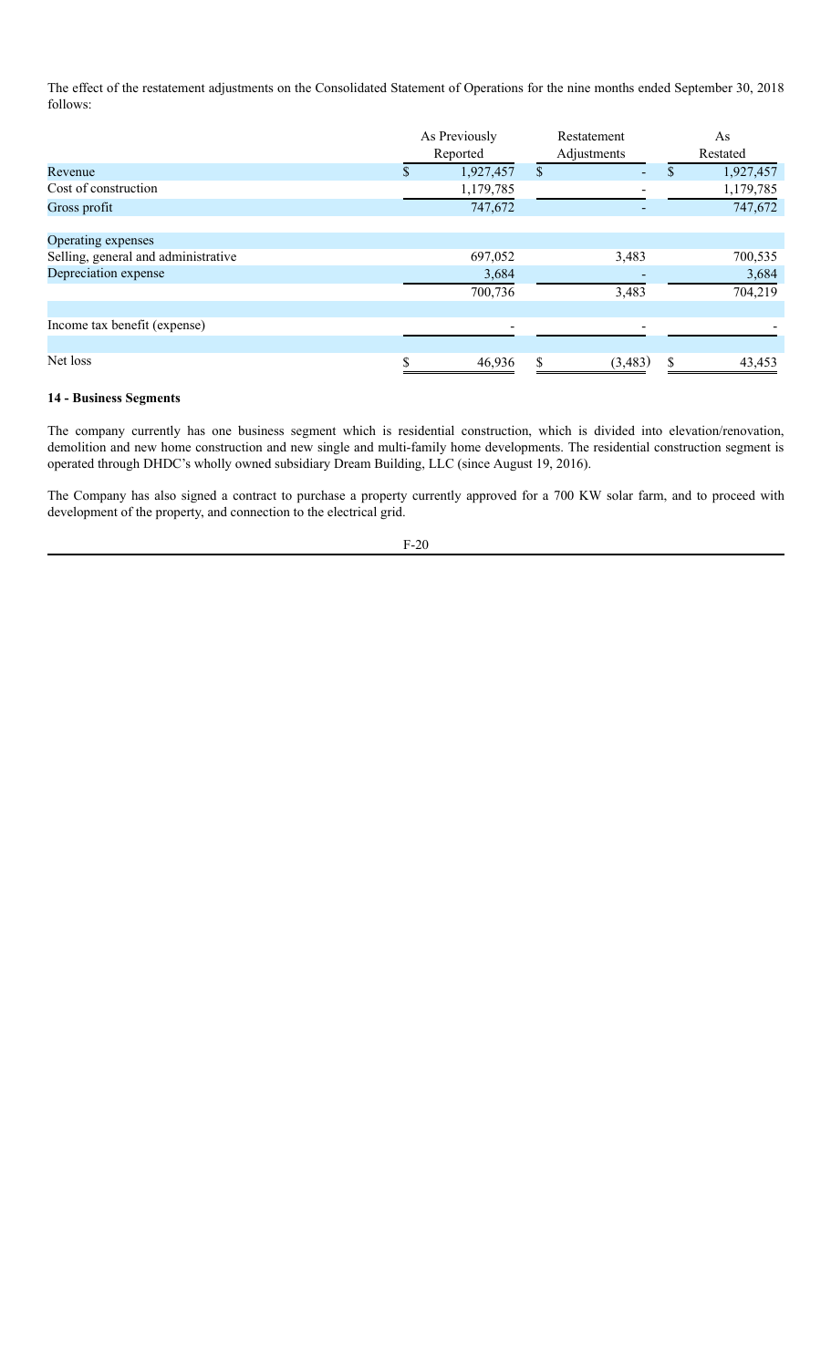The effect of the restatement adjustments on the Consolidated Statement of Operations for the nine months ended September 30, 2018 follows:

| | As Previously Reported | Restatement Adjustments | As Restated |
|---|---|---|---|
| Revenue | $ 1,927,457 | $ - | $ 1,927,457 |
| Cost of construction | 1,179,785 | - | 1,179,785 |
| Gross profit | 747,672 | - | 747,672 |
| | | | |
| Operating expenses | | | |
| Selling, general and administrative | 697,052 | 3,483 | 700,535 |
| Depreciation expense | 3,684 | - | 3,684 |
| | 700,736 | 3,483 | 704,219 |
| | | | |
| Income tax benefit (expense) | - | - | - |
| | | | |
| Net loss | $ 46,936 | $ (3,483) | $ 43,453 |

**14 - Business Segments**

The company currently has one business segment which is residential construction, which is divided into elevation/renovation, demolition and new home construction and new single and multi-family home developments. The residential construction segment is operated through DHDC's wholly owned subsidiary Dream Building, LLC (since August 19, 2016).

The Company has also signed a contract to purchase a property currently approved for a 700 KW solar farm, and to proceed with development of the property, and connection to the electrical grid.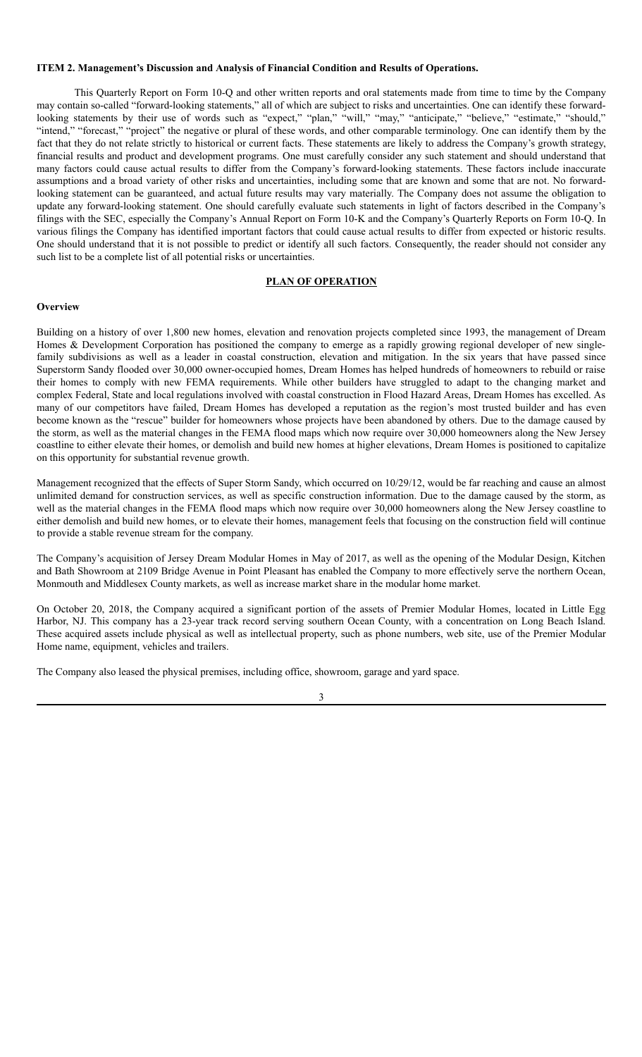**ITEM 2. Management's Discussion and Analysis of Financial Condition and Results of Operations.**

This Quarterly Report on Form 10-Q and other written reports and oral statements made from time to time by the Company may contain so-called "forward-looking statements," all of which are subject to risks and uncertainties. One can identify these forward-looking statements by their use of words such as "expect," "plan," "will," "may," "anticipate," "believe," "estimate," "should," "intend," "forecast," "project" the negative or plural of these words, and other comparable terminology. One can identify them by the fact that they do not relate strictly to historical or current facts. These statements are likely to address the Company's growth strategy, financial results and product and development programs. One must carefully consider any such statement and should understand that many factors could cause actual results to differ from the Company's forward-looking statements. These factors include inaccurate assumptions and a broad variety of other risks and uncertainties, including some that are known and some that are not. No forward-looking statement can be guaranteed, and actual future results may vary materially. The Company does not assume the obligation to update any forward-looking statement. One should carefully evaluate such statements in light of factors described in the Company's filings with the SEC, especially the Company's Annual Report on Form 10-K and the Company's Quarterly Reports on Form 10-Q. In various filings the Company has identified important factors that could cause actual results to differ from expected or historic results. One should understand that it is not possible to predict or identify all such factors. Consequently, the reader should not consider any such list to be a complete list of all potential risks or uncertainties.

## PLAN OF OPERATION

**Overview**

Building on a history of over 1,800 new homes, elevation and renovation projects completed since 1993, the management of Dream Homes & Development Corporation has positioned the company to emerge as a rapidly growing regional developer of new single-family subdivisions as well as a leader in coastal construction, elevation and mitigation. In the six years that have passed since Superstorm Sandy flooded over 30,000 owner-occupied homes, Dream Homes has helped hundreds of homeowners to rebuild or raise their homes to comply with new FEMA requirements. While other builders have struggled to adapt to the changing market and complex Federal, State and local regulations involved with coastal construction in Flood Hazard Areas, Dream Homes has excelled. As many of our competitors have failed, Dream Homes has developed a reputation as the region's most trusted builder and has even become known as the "rescue" builder for homeowners whose projects have been abandoned by others. Due to the damage caused by the storm, as well as the material changes in the FEMA flood maps which now require over 30,000 homeowners along the New Jersey coastline to either elevate their homes, or demolish and build new homes at higher elevations, Dream Homes is positioned to capitalize on this opportunity for substantial revenue growth.

Management recognized that the effects of Super Storm Sandy, which occurred on 10/29/12, would be far reaching and cause an almost unlimited demand for construction services, as well as specific construction information. Due to the damage caused by the storm, as well as the material changes in the FEMA flood maps which now require over 30,000 homeowners along the New Jersey coastline to either demolish and build new homes, or to elevate their homes, management feels that focusing on the construction field will continue to provide a stable revenue stream for the company.

The Company's acquisition of Jersey Dream Modular Homes in May of 2017, as well as the opening of the Modular Design, Kitchen and Bath Showroom at 2109 Bridge Avenue in Point Pleasant has enabled the Company to more effectively serve the northern Ocean, Monmouth and Middlesex County markets, as well as increase market share in the modular home market.

On October 20, 2018, the Company acquired a significant portion of the assets of Premier Modular Homes, located in Little Egg Harbor, NJ. This company has a 23-year track record serving southern Ocean County, with a concentration on Long Beach Island. These acquired assets include physical as well as intellectual property, such as phone numbers, web site, use of the Premier Modular Home name, equipment, vehicles and trailers.

The Company also leased the physical premises, including office, showroom, garage and yard space.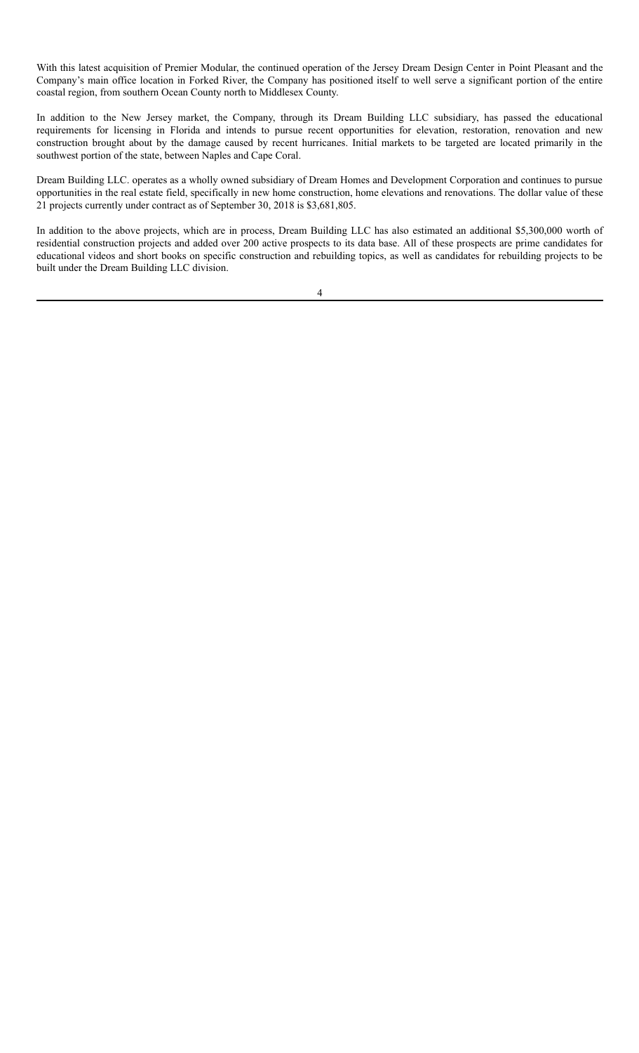With this latest acquisition of Premier Modular, the continued operation of the Jersey Dream Design Center in Point Pleasant and the Company's main office location in Forked River, the Company has positioned itself to well serve a significant portion of the entire coastal region, from southern Ocean County north to Middlesex County.

In addition to the New Jersey market, the Company, through its Dream Building LLC subsidiary, has passed the educational requirements for licensing in Florida and intends to pursue recent opportunities for elevation, restoration, renovation and new construction brought about by the damage caused by recent hurricanes. Initial markets to be targeted are located primarily in the southwest portion of the state, between Naples and Cape Coral.

Dream Building LLC. operates as a wholly owned subsidiary of Dream Homes and Development Corporation and continues to pursue opportunities in the real estate field, specifically in new home construction, home elevations and renovations. The dollar value of these 21 projects currently under contract as of September 30, 2018 is $3,681,805.

In addition to the above projects, which are in process, Dream Building LLC has also estimated an additional $5,300,000 worth of residential construction projects and added over 200 active prospects to its data base. All of these prospects are prime candidates for educational videos and short books on specific construction and rebuilding topics, as well as candidates for rebuilding projects to be built under the Dream Building LLC division.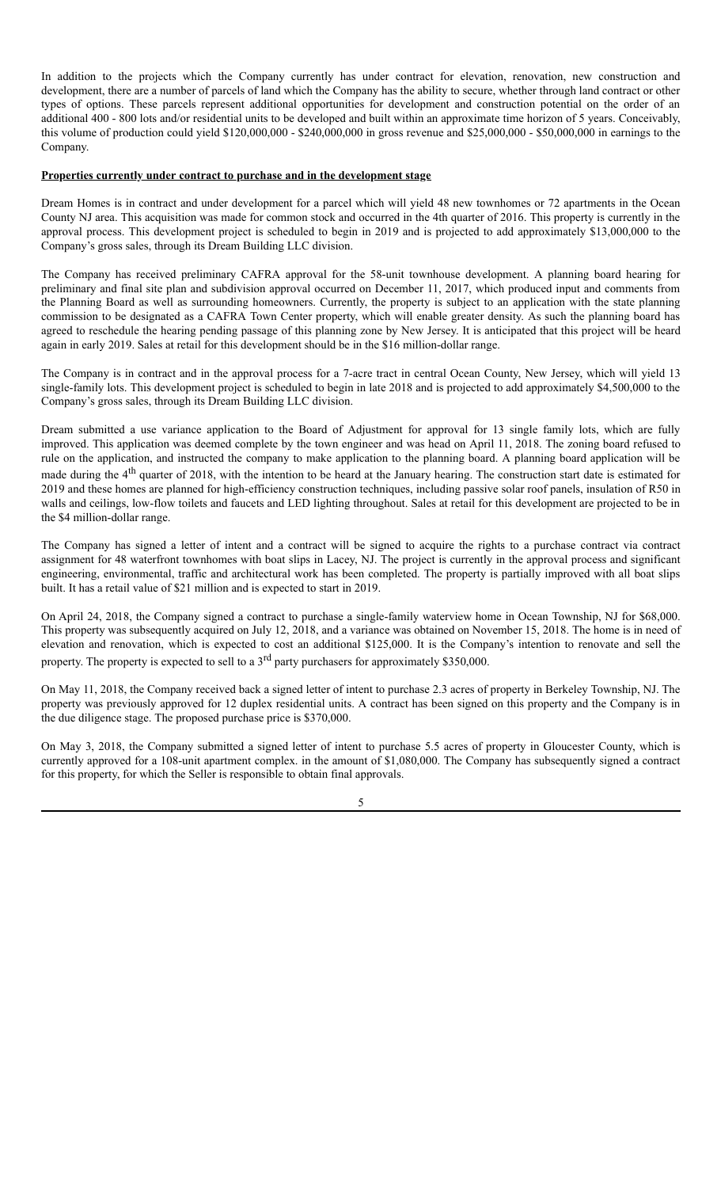In addition to the projects which the Company currently has under contract for elevation, renovation, new construction and development, there are a number of parcels of land which the Company has the ability to secure, whether through land contract or other types of options. These parcels represent additional opportunities for development and construction potential on the order of an additional 400 - 800 lots and/or residential units to be developed and built within an approximate time horizon of 5 years. Conceivably, this volume of production could yield $120,000,000 - $240,000,000 in gross revenue and $25,000,000 - $50,000,000 in earnings to the Company.

**Properties currently under contract to purchase and in the development stage**

Dream Homes is in contract and under development for a parcel which will yield 48 new townhomes or 72 apartments in the Ocean County NJ area. This acquisition was made for common stock and occurred in the 4th quarter of 2016. This property is currently in the approval process. This development project is scheduled to begin in 2019 and is projected to add approximately $13,000,000 to the Company's gross sales, through its Dream Building LLC division.

The Company has received preliminary CAFRA approval for the 58-unit townhouse development. A planning board hearing for preliminary and final site plan and subdivision approval occurred on December 11, 2017, which produced input and comments from the Planning Board as well as surrounding homeowners. Currently, the property is subject to an application with the state planning commission to be designated as a CAFRA Town Center property, which will enable greater density. As such the planning board has agreed to reschedule the hearing pending passage of this planning zone by New Jersey. It is anticipated that this project will be heard again in early 2019. Sales at retail for this development should be in the $16 million-dollar range.

The Company is in contract and in the approval process for a 7-acre tract in central Ocean County, New Jersey, which will yield 13 single-family lots. This development project is scheduled to begin in late 2018 and is projected to add approximately $4,500,000 to the Company's gross sales, through its Dream Building LLC division.

Dream submitted a use variance application to the Board of Adjustment for approval for 13 single family lots, which are fully improved. This application was deemed complete by the town engineer and was head on April 11, 2018. The zoning board refused to rule on the application, and instructed the company to make application to the planning board. A planning board application will be made during the 4th quarter of 2018, with the intention to be heard at the January hearing. The construction start date is estimated for 2019 and these homes are planned for high-efficiency construction techniques, including passive solar roof panels, insulation of R50 in walls and ceilings, low-flow toilets and faucets and LED lighting throughout. Sales at retail for this development are projected to be in the $4 million-dollar range.

The Company has signed a letter of intent and a contract will be signed to acquire the rights to a purchase contract via contract assignment for 48 waterfront townhomes with boat slips in Lacey, NJ. The project is currently in the approval process and significant engineering, environmental, traffic and architectural work has been completed. The property is partially improved with all boat slips built. It has a retail value of $21 million and is expected to start in 2019.

On April 24, 2018, the Company signed a contract to purchase a single-family waterview home in Ocean Township, NJ for $68,000. This property was subsequently acquired on July 12, 2018, and a variance was obtained on November 15, 2018. The home is in need of elevation and renovation, which is expected to cost an additional $125,000. It is the Company's intention to renovate and sell the property. The property is expected to sell to a 3rd party purchasers for approximately $350,000.

On May 11, 2018, the Company received back a signed letter of intent to purchase 2.3 acres of property in Berkeley Township, NJ. The property was previously approved for 12 duplex residential units. A contract has been signed on this property and the Company is in the due diligence stage. The proposed purchase price is $370,000.

On May 3, 2018, the Company submitted a signed letter of intent to purchase 5.5 acres of property in Gloucester County, which is currently approved for a 108-unit apartment complex. in the amount of $1,080,000. The Company has subsequently signed a contract for this property, for which the Seller is responsible to obtain final approvals.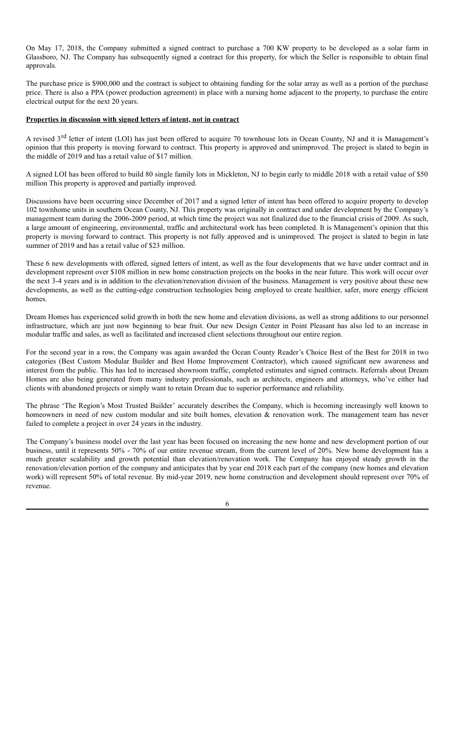On May 17, 2018, the Company submitted a signed contract to purchase a 700 KW property to be developed as a solar farm in Glassboro, NJ. The Company has subsequently signed a contract for this property, for which the Seller is responsible to obtain final approvals.

The purchase price is $900,000 and the contract is subject to obtaining funding for the solar array as well as a portion of the purchase price. There is also a PPA (power production agreement) in place with a nursing home adjacent to the property, to purchase the entire electrical output for the next 20 years.

**Properties in discussion with signed letters of intent, not in contract**

A revised 3rd letter of intent (LOI) has just been offered to acquire 70 townhouse lots in Ocean County, NJ and it is Management's opinion that this property is moving forward to contract. This property is approved and unimproved. The project is slated to begin in the middle of 2019 and has a retail value of $17 million.

A signed LOI has been offered to build 80 single family lots in Mickleton, NJ to begin early to middle 2018 with a retail value of $50 million This property is approved and partially improved.

Discussions have been occurring since December of 2017 and a signed letter of intent has been offered to acquire property to develop 102 townhome units in southern Ocean County, NJ. This property was originally in contract and under development by the Company's management team during the 2006-2009 period, at which time the project was not finalized due to the financial crisis of 2009. As such, a large amount of engineering, environmental, traffic and architectural work has been completed. It is Management's opinion that this property is moving forward to contract. This property is not fully approved and is unimproved. The project is slated to begin in late summer of 2019 and has a retail value of $23 million.

These 6 new developments with offered, signed letters of intent, as well as the four developments that we have under contract and in development represent over $108 million in new home construction projects on the books in the near future. This work will occur over the next 3-4 years and is in addition to the elevation/renovation division of the business. Management is very positive about these new developments, as well as the cutting-edge construction technologies being employed to create healthier, safer, more energy efficient homes.

Dream Homes has experienced solid growth in both the new home and elevation divisions, as well as strong additions to our personnel infrastructure, which are just now beginning to bear fruit. Our new Design Center in Point Pleasant has also led to an increase in modular traffic and sales, as well as facilitated and increased client selections throughout our entire region.

For the second year in a row, the Company was again awarded the Ocean County Reader's Choice Best of the Best for 2018 in two categories (Best Custom Modular Builder and Best Home Improvement Contractor), which caused significant new awareness and interest from the public. This has led to increased showroom traffic, completed estimates and signed contracts. Referrals about Dream Homes are also being generated from many industry professionals, such as architects, engineers and attorneys, who've either had clients with abandoned projects or simply want to retain Dream due to superior performance and reliability.

The phrase 'The Region's Most Trusted Builder' accurately describes the Company, which is becoming increasingly well known to homeowners in need of new custom modular and site built homes, elevation & renovation work. The management team has never failed to complete a project in over 24 years in the industry.

The Company's business model over the last year has been focused on increasing the new home and new development portion of our business, until it represents 50% - 70% of our entire revenue stream, from the current level of 20%. New home development has a much greater scalability and growth potential than elevation/renovation work. The Company has enjoyed steady growth in the renovation/elevation portion of the company and anticipates that by year end 2018 each part of the company (new homes and elevation work) will represent 50% of total revenue. By mid-year 2019, new home construction and development should represent over 70% of revenue.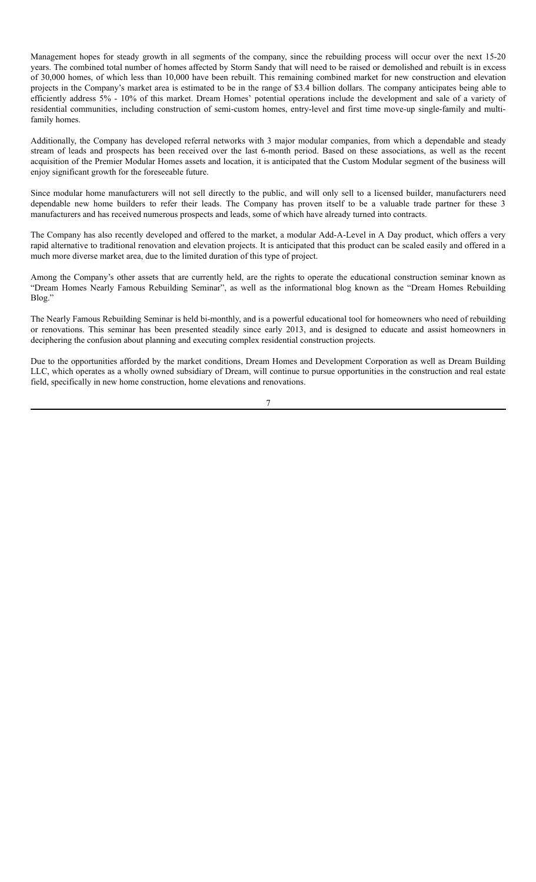Management hopes for steady growth in all segments of the company, since the rebuilding process will occur over the next 15-20 years. The combined total number of homes affected by Storm Sandy that will need to be raised or demolished and rebuilt is in excess of 30,000 homes, of which less than 10,000 have been rebuilt. This remaining combined market for new construction and elevation projects in the Company's market area is estimated to be in the range of $3.4 billion dollars. The company anticipates being able to efficiently address 5% - 10% of this market. Dream Homes' potential operations include the development and sale of a variety of residential communities, including construction of semi-custom homes, entry-level and first time move-up single-family and multi-family homes.

Additionally, the Company has developed referral networks with 3 major modular companies, from which a dependable and steady stream of leads and prospects has been received over the last 6-month period. Based on these associations, as well as the recent acquisition of the Premier Modular Homes assets and location, it is anticipated that the Custom Modular segment of the business will enjoy significant growth for the foreseeable future.

Since modular home manufacturers will not sell directly to the public, and will only sell to a licensed builder, manufacturers need dependable new home builders to refer their leads. The Company has proven itself to be a valuable trade partner for these 3 manufacturers and has received numerous prospects and leads, some of which have already turned into contracts.

The Company has also recently developed and offered to the market, a modular Add-A-Level in A Day product, which offers a very rapid alternative to traditional renovation and elevation projects. It is anticipated that this product can be scaled easily and offered in a much more diverse market area, due to the limited duration of this type of project.

Among the Company's other assets that are currently held, are the rights to operate the educational construction seminar known as "Dream Homes Nearly Famous Rebuilding Seminar", as well as the informational blog known as the "Dream Homes Rebuilding Blog."

The Nearly Famous Rebuilding Seminar is held bi-monthly, and is a powerful educational tool for homeowners who need of rebuilding or renovations. This seminar has been presented steadily since early 2013, and is designed to educate and assist homeowners in deciphering the confusion about planning and executing complex residential construction projects.

Due to the opportunities afforded by the market conditions, Dream Homes and Development Corporation as well as Dream Building LLC, which operates as a wholly owned subsidiary of Dream, will continue to pursue opportunities in the construction and real estate field, specifically in new home construction, home elevations and renovations.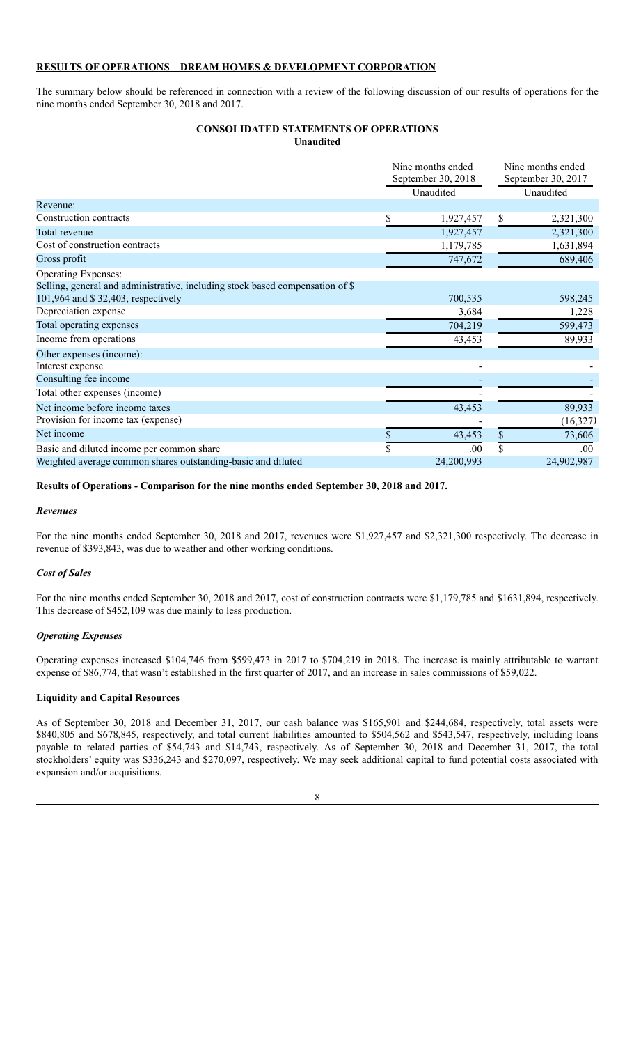**RESULTS OF OPERATIONS – DREAM HOMES & DEVELOPMENT CORPORATION**

The summary below should be referenced in connection with a review of the following discussion of our results of operations for the nine months ended September 30, 2018 and 2017.

**CONSOLIDATED STATEMENTS OF OPERATIONS**
**Unaudited**

| | Nine months ended September 30, 2018 | Nine months ended September 30, 2017 |
|---|---|---|
| | Unaudited | Unaudited |
| Revenue: | | |
| Construction contracts | $ 1,927,457 | $ 2,321,300 |
| Total revenue | 1,927,457 | 2,321,300 |
| Cost of construction contracts | 1,179,785 | 1,631,894 |
| Gross profit | 747,672 | 689,406 |
| Operating Expenses: | | |
| Selling, general and administrative, including stock based compensation of $ 101,964 and $ 32,403, respectively | 700,535 | 598,245 |
| Depreciation expense | 3,684 | 1,228 |
| Total operating expenses | 704,219 | 599,473 |
| Income from operations | 43,453 | 89,933 |
| Other expenses (income): | | |
| Interest expense | - | - |
| Consulting fee income | - | - |
| Total other expenses (income) | - | - |
| Net income before income taxes | 43,453 | 89,933 |
| Provision for income tax (expense) | - | (16,327) |
| Net income | $ 43,453 | $ 73,606 |
| Basic and diluted income per common share | $ .00 | $ .00 |
| Weighted average common shares outstanding-basic and diluted | 24,200,993 | 24,902,987 |

**Results of Operations - Comparison for the nine months ended September 30, 2018 and 2017.**

***Revenues***

For the nine months ended September 30, 2018 and 2017, revenues were $1,927,457 and $2,321,300 respectively. The decrease in revenue of $393,843, was due to weather and other working conditions.

***Cost of Sales***

For the nine months ended September 30, 2018 and 2017, cost of construction contracts were $1,179,785 and $1631,894, respectively. This decrease of $452,109 was due mainly to less production.

***Operating Expenses***

Operating expenses increased $104,746 from $599,473 in 2017 to $704,219 in 2018. The increase is mainly attributable to warrant expense of $86,774, that wasn't established in the first quarter of 2017, and an increase in sales commissions of $59,022.

**Liquidity and Capital Resources**

As of September 30, 2018 and December 31, 2017, our cash balance was $165,901 and $244,684, respectively, total assets were $840,805 and $678,845, respectively, and total current liabilities amounted to $504,562 and $543,547, respectively, including loans payable to related parties of $54,743 and $14,743, respectively. As of September 30, 2018 and December 31, 2017, the total stockholders' equity was $336,243 and $270,097, respectively. We may seek additional capital to fund potential costs associated with expansion and/or acquisitions.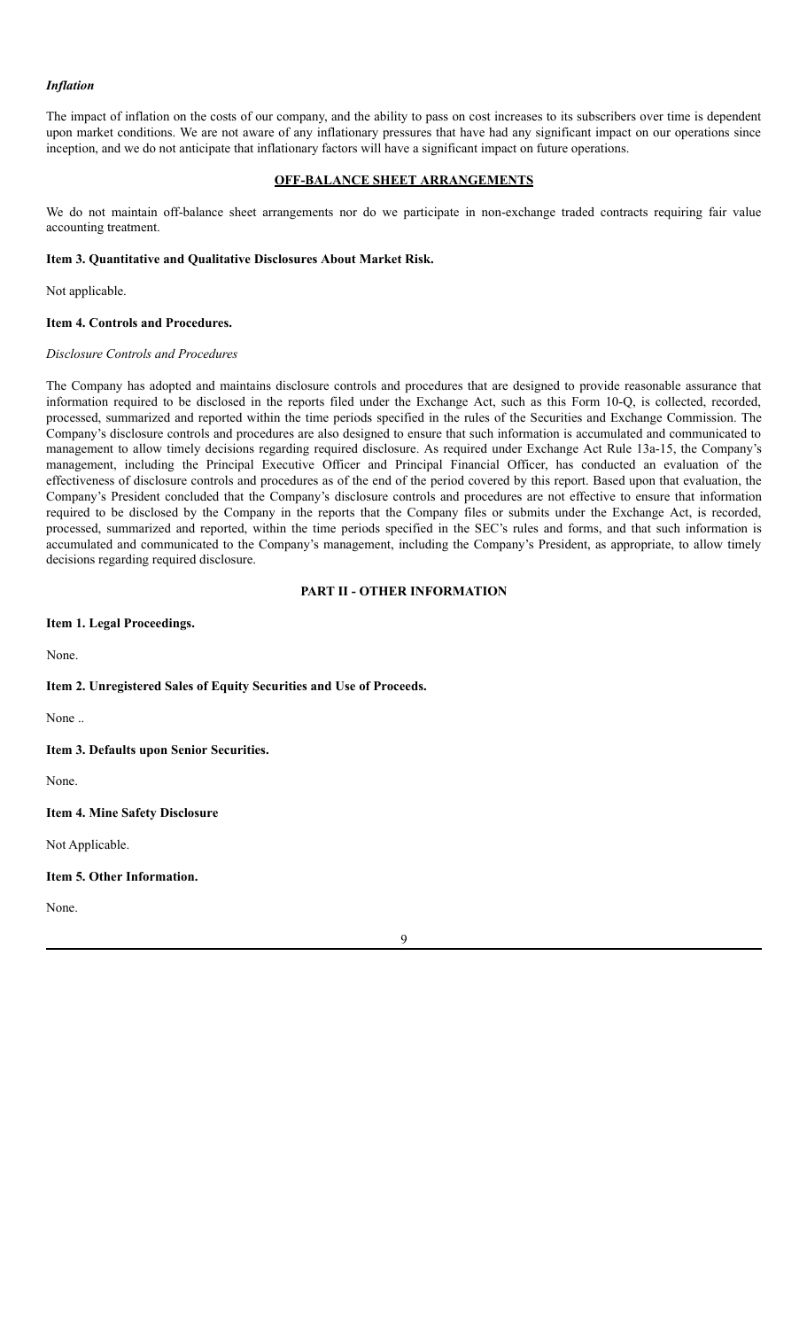### *Inflation*

The impact of inflation on the costs of our company, and the ability to pass on cost increases to its subscribers over time is dependent upon market conditions. We are not aware of any inflationary pressures that have had any significant impact on our operations since inception, and we do not anticipate that inflationary factors will have a significant impact on future operations.

## OFF-BALANCE SHEET ARRANGEMENTS

We do not maintain off-balance sheet arrangements nor do we participate in non-exchange traded contracts requiring fair value accounting treatment.

### Item 3. Quantitative and Qualitative Disclosures About Market Risk.

Not applicable.

### Item 4. Controls and Procedures.

*Disclosure Controls and Procedures*

The Company has adopted and maintains disclosure controls and procedures that are designed to provide reasonable assurance that information required to be disclosed in the reports filed under the Exchange Act, such as this Form 10-Q, is collected, recorded, processed, summarized and reported within the time periods specified in the rules of the Securities and Exchange Commission. The Company's disclosure controls and procedures are also designed to ensure that such information is accumulated and communicated to management to allow timely decisions regarding required disclosure. As required under Exchange Act Rule 13a-15, the Company's management, including the Principal Executive Officer and Principal Financial Officer, has conducted an evaluation of the effectiveness of disclosure controls and procedures as of the end of the period covered by this report. Based upon that evaluation, the Company's President concluded that the Company's disclosure controls and procedures are not effective to ensure that information required to be disclosed by the Company in the reports that the Company files or submits under the Exchange Act, is recorded, processed, summarized and reported, within the time periods specified in the SEC's rules and forms, and that such information is accumulated and communicated to the Company's management, including the Company's President, as appropriate, to allow timely decisions regarding required disclosure.

## PART II - OTHER INFORMATION

### Item 1. Legal Proceedings.

None.

### Item 2. Unregistered Sales of Equity Securities and Use of Proceeds.

None ..

### Item 3. Defaults upon Senior Securities.

None.

### Item 4. Mine Safety Disclosure

Not Applicable.

### Item 5. Other Information.

None.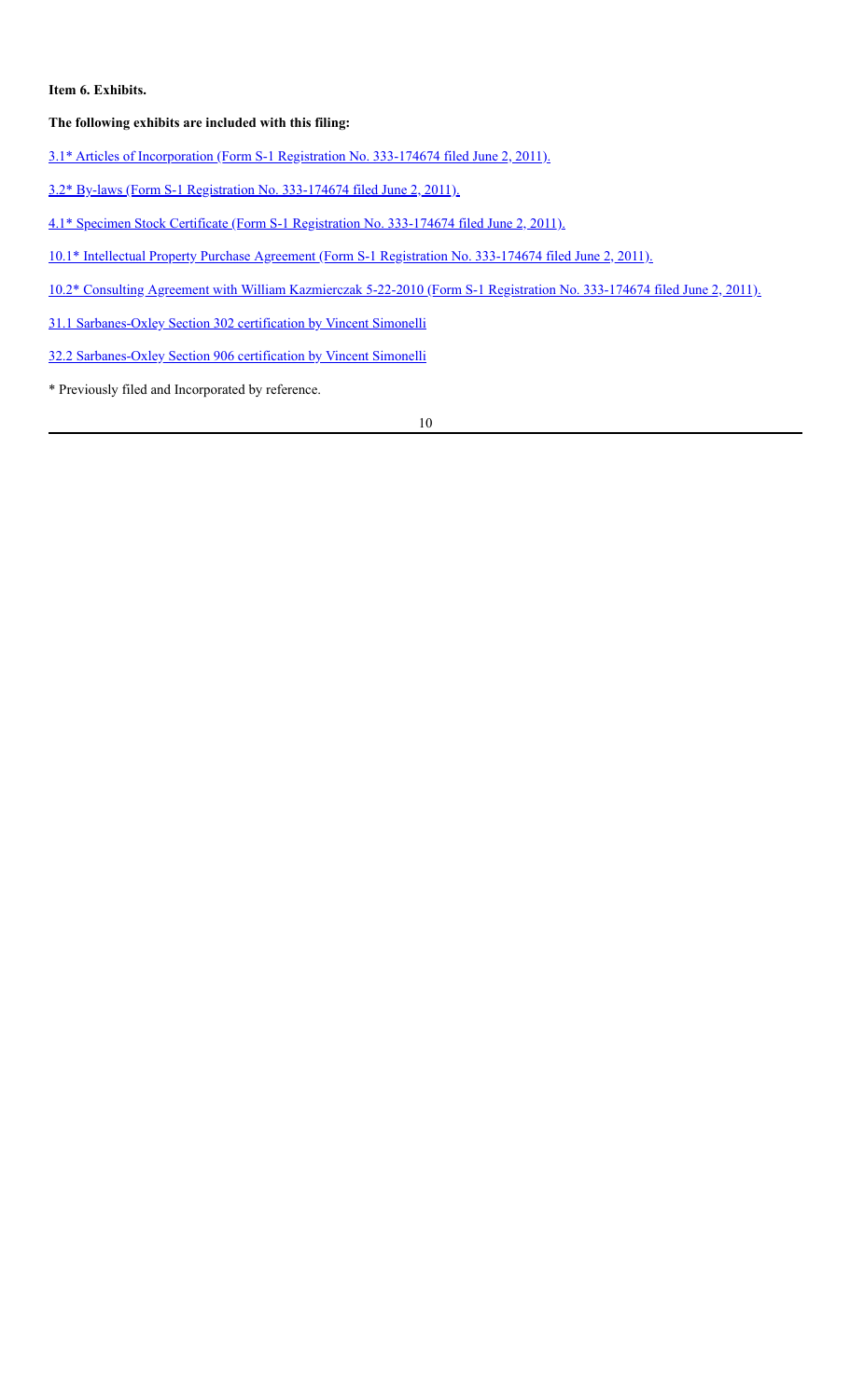**Item 6. Exhibits.**

**The following exhibits are included with this filing:**

3.1* Articles of Incorporation (Form S-1 Registration No. 333-174674 filed June 2, 2011).

3.2* By-laws (Form S-1 Registration No. 333-174674 filed June 2, 2011).

4.1* Specimen Stock Certificate (Form S-1 Registration No. 333-174674 filed June 2, 2011).

10.1* Intellectual Property Purchase Agreement (Form S-1 Registration No. 333-174674 filed June 2, 2011).

10.2* Consulting Agreement with William Kazmierczak 5-22-2010 (Form S-1 Registration No. 333-174674 filed June 2, 2011).

31.1 Sarbanes-Oxley Section 302 certification by Vincent Simonelli

32.2 Sarbanes-Oxley Section 906 certification by Vincent Simonelli

* Previously filed and Incorporated by reference.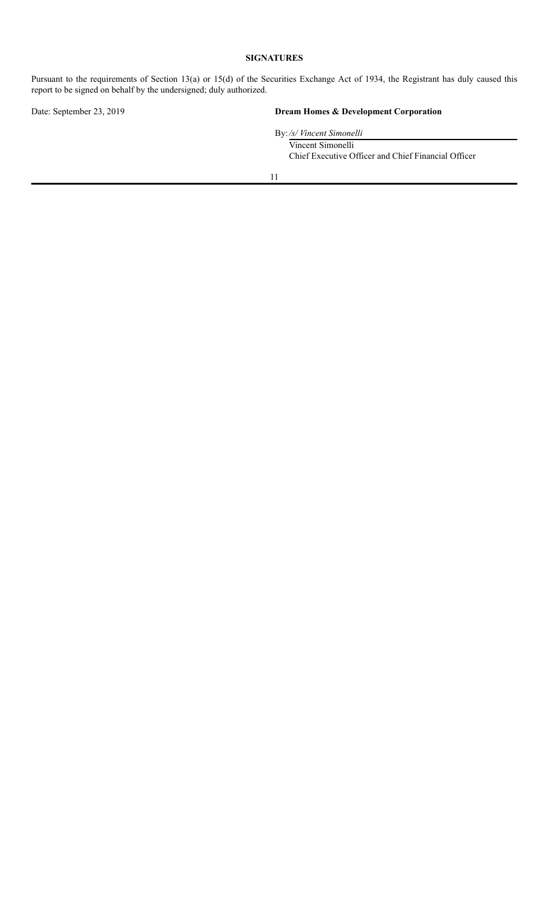**SIGNATURES**

Pursuant to the requirements of Section 13(a) or 15(d) of the Securities Exchange Act of 1934, the Registrant has duly caused this report to be signed on behalf by the undersigned; duly authorized.

Date: September 23, 2019

**Dream Homes & Development Corporation**

By: */s/ Vincent Simonelli*

Vincent Simonelli
Chief Executive Officer and Chief Financial Officer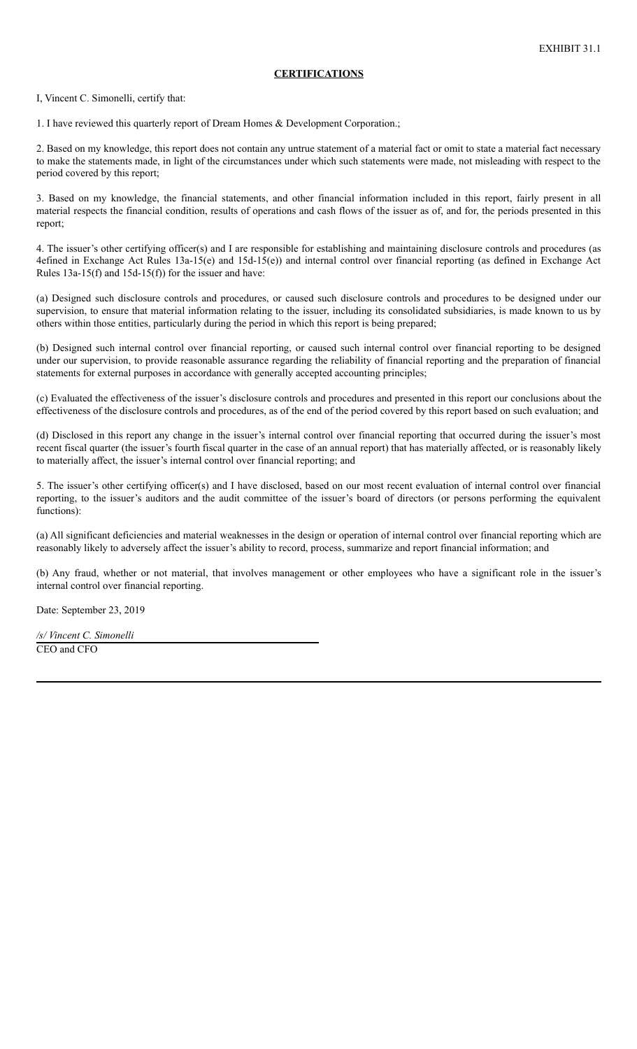EXHIBIT 31.1

**CERTIFICATIONS**

I, Vincent C. Simonelli, certify that:

1. I have reviewed this quarterly report of Dream Homes & Development Corporation.;

2. Based on my knowledge, this report does not contain any untrue statement of a material fact or omit to state a material fact necessary to make the statements made, in light of the circumstances under which such statements were made, not misleading with respect to the period covered by this report;

3. Based on my knowledge, the financial statements, and other financial information included in this report, fairly present in all material respects the financial condition, results of operations and cash flows of the issuer as of, and for, the periods presented in this report;

4. The issuer's other certifying officer(s) and I are responsible for establishing and maintaining disclosure controls and procedures (as 4efined in Exchange Act Rules 13a-15(e) and 15d-15(e)) and internal control over financial reporting (as defined in Exchange Act Rules 13a-15(f) and 15d-15(f)) for the issuer and have:

(a) Designed such disclosure controls and procedures, or caused such disclosure controls and procedures to be designed under our supervision, to ensure that material information relating to the issuer, including its consolidated subsidiaries, is made known to us by others within those entities, particularly during the period in which this report is being prepared;

(b) Designed such internal control over financial reporting, or caused such internal control over financial reporting to be designed under our supervision, to provide reasonable assurance regarding the reliability of financial reporting and the preparation of financial statements for external purposes in accordance with generally accepted accounting principles;

(c) Evaluated the effectiveness of the issuer's disclosure controls and procedures and presented in this report our conclusions about the effectiveness of the disclosure controls and procedures, as of the end of the period covered by this report based on such evaluation; and

(d) Disclosed in this report any change in the issuer's internal control over financial reporting that occurred during the issuer's most recent fiscal quarter (the issuer's fourth fiscal quarter in the case of an annual report) that has materially affected, or is reasonably likely to materially affect, the issuer's internal control over financial reporting; and

5. The issuer's other certifying officer(s) and I have disclosed, based on our most recent evaluation of internal control over financial reporting, to the issuer's auditors and the audit committee of the issuer's board of directors (or persons performing the equivalent functions):

(a) All significant deficiencies and material weaknesses in the design or operation of internal control over financial reporting which are reasonably likely to adversely affect the issuer's ability to record, process, summarize and report financial information; and

(b) Any fraud, whether or not material, that involves management or other employees who have a significant role in the issuer's internal control over financial reporting.

Date: September 23, 2019

*/s/ Vincent C. Simonelli*

CEO and CFO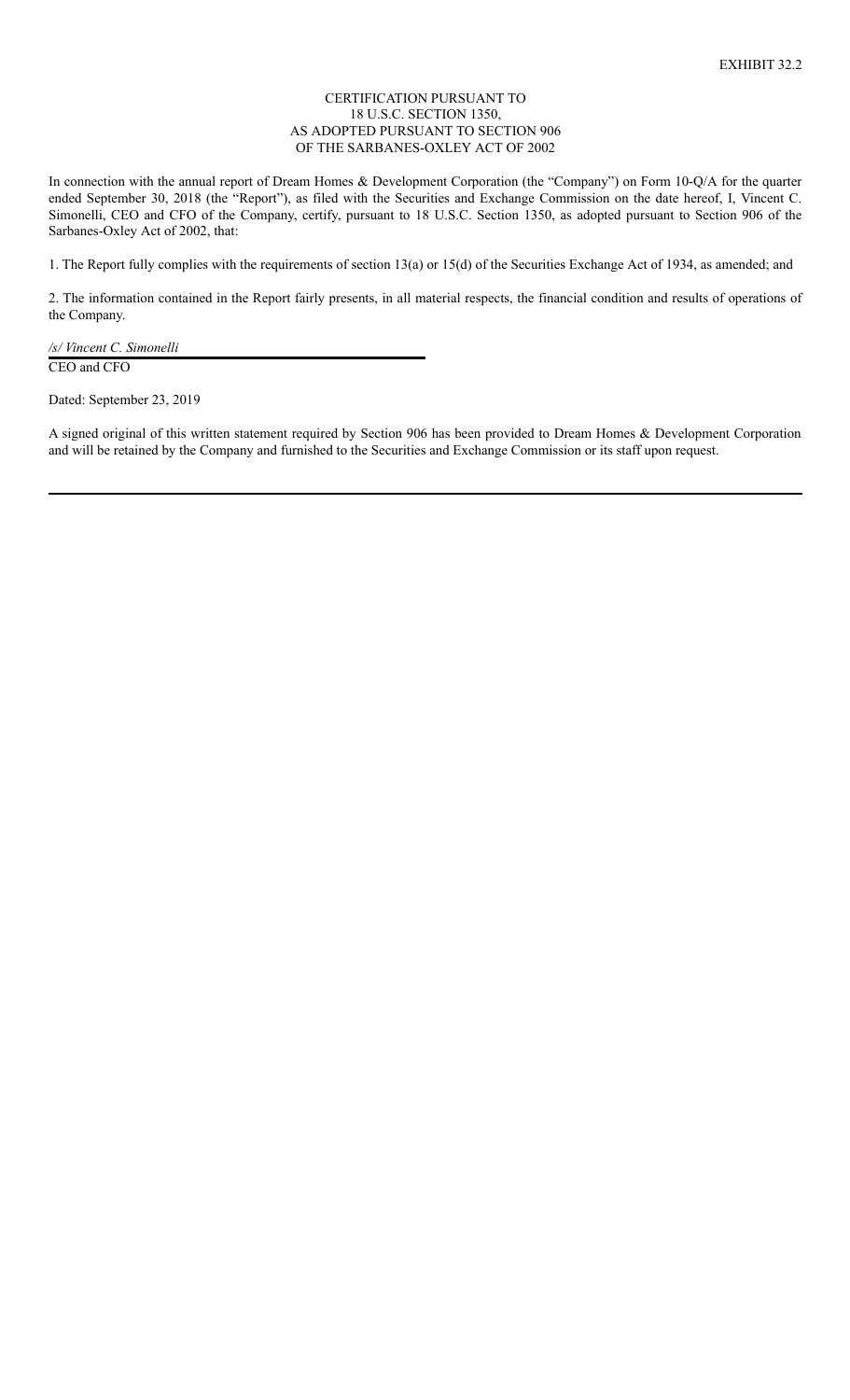EXHIBIT 32.2

CERTIFICATION PURSUANT TO
18 U.S.C. SECTION 1350,
AS ADOPTED PURSUANT TO SECTION 906
OF THE SARBANES-OXLEY ACT OF 2002

In connection with the annual report of Dream Homes & Development Corporation (the "Company") on Form 10-Q/A for the quarter ended September 30, 2018 (the "Report"), as filed with the Securities and Exchange Commission on the date hereof, I, Vincent C. Simonelli, CEO and CFO of the Company, certify, pursuant to 18 U.S.C. Section 1350, as adopted pursuant to Section 906 of the Sarbanes-Oxley Act of 2002, that:

1. The Report fully complies with the requirements of section 13(a) or 15(d) of the Securities Exchange Act of 1934, as amended; and

2. The information contained in the Report fairly presents, in all material respects, the financial condition and results of operations of the Company.

*/s/ Vincent C. Simonelli*
CEO and CFO

Dated: September 23, 2019

A signed original of this written statement required by Section 906 has been provided to Dream Homes & Development Corporation and will be retained by the Company and furnished to the Securities and Exchange Commission or its staff upon request.